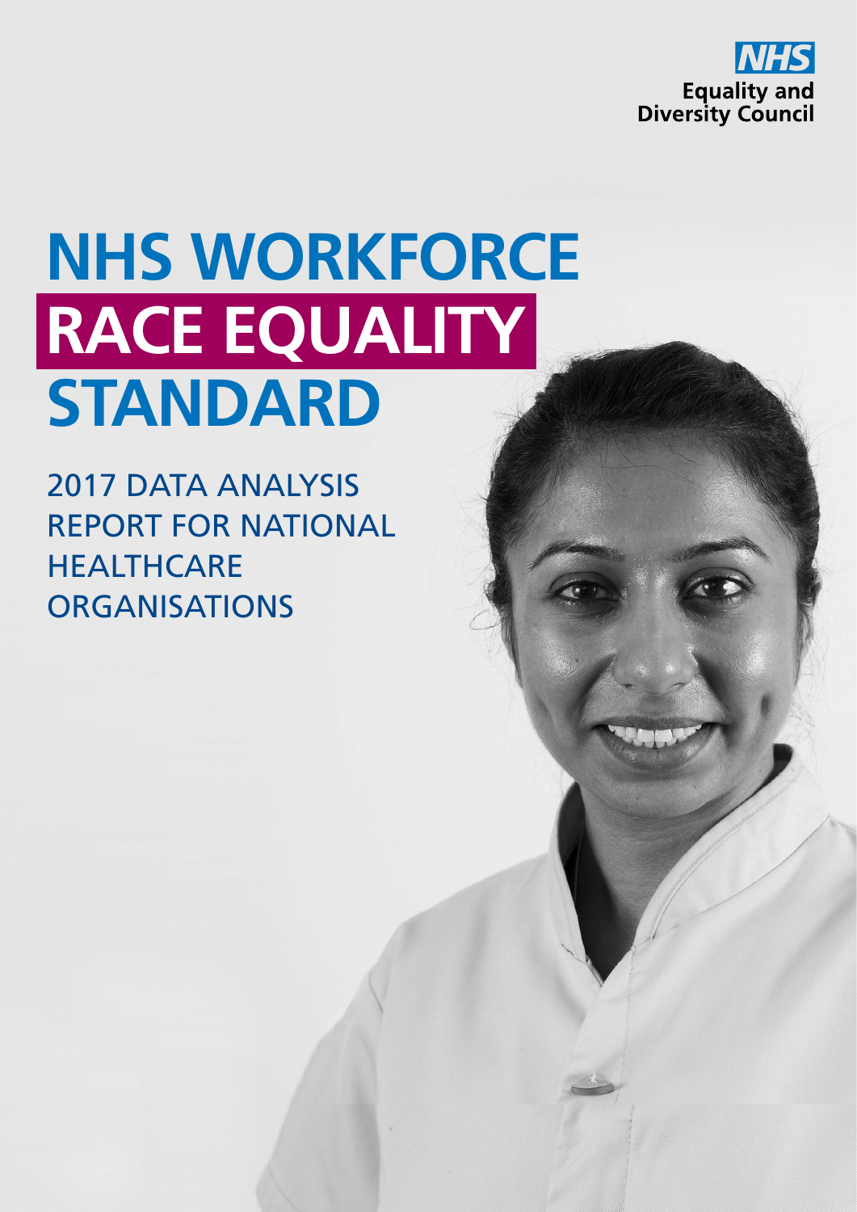NHS
Equality and
Diversity Council

# NHS WORKFORCE RACE EQUALITY STANDARD

## 2017 DATA ANALYSIS REPORT FOR NATIONAL HEALTHCARE ORGANISATIONS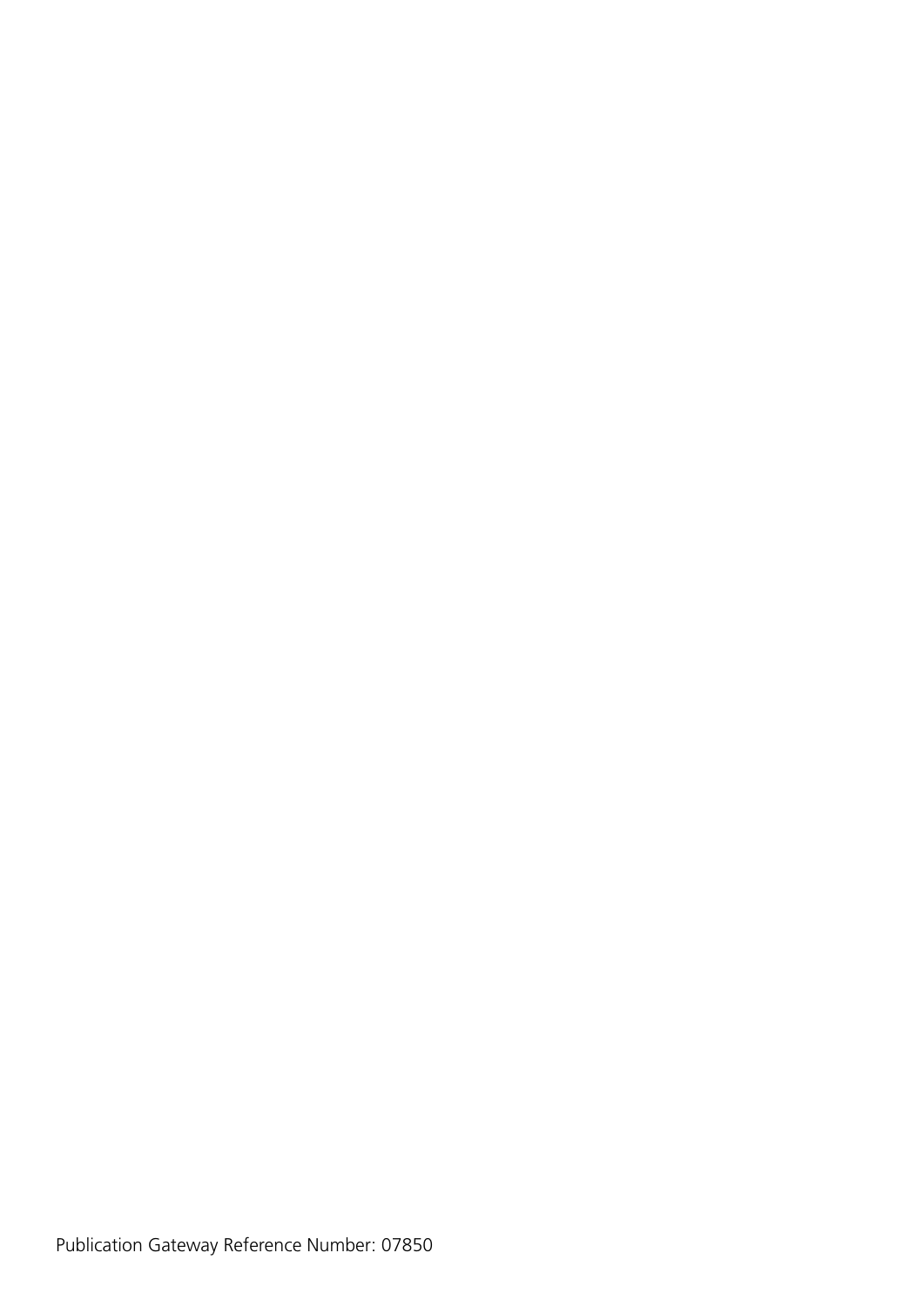Publication Gateway Reference Number: 07850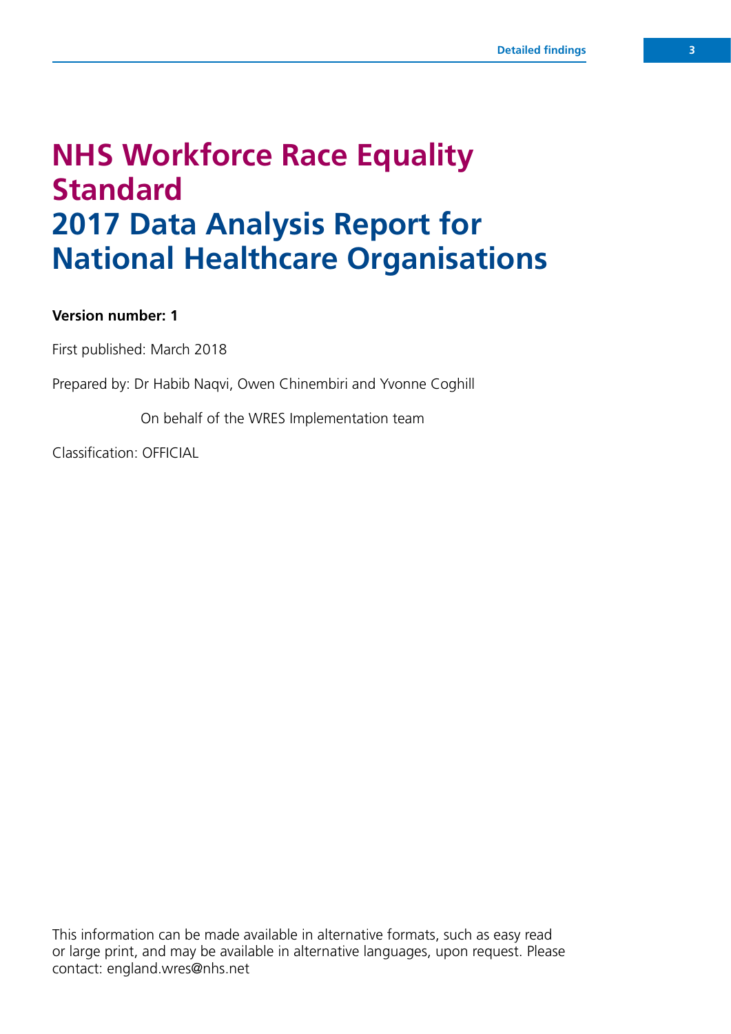# NHS Workforce Race Equality Standard
# 2017 Data Analysis Report for National Healthcare Organisations

**Version number: 1**

First published: March 2018

Prepared by: Dr Habib Naqvi, Owen Chinembiri and Yvonne Coghill

On behalf of the WRES Implementation team

Classification: OFFICIAL

This information can be made available in alternative formats, such as easy read or large print, and may be available in alternative languages, upon request. Please contact: england.wres@nhs.net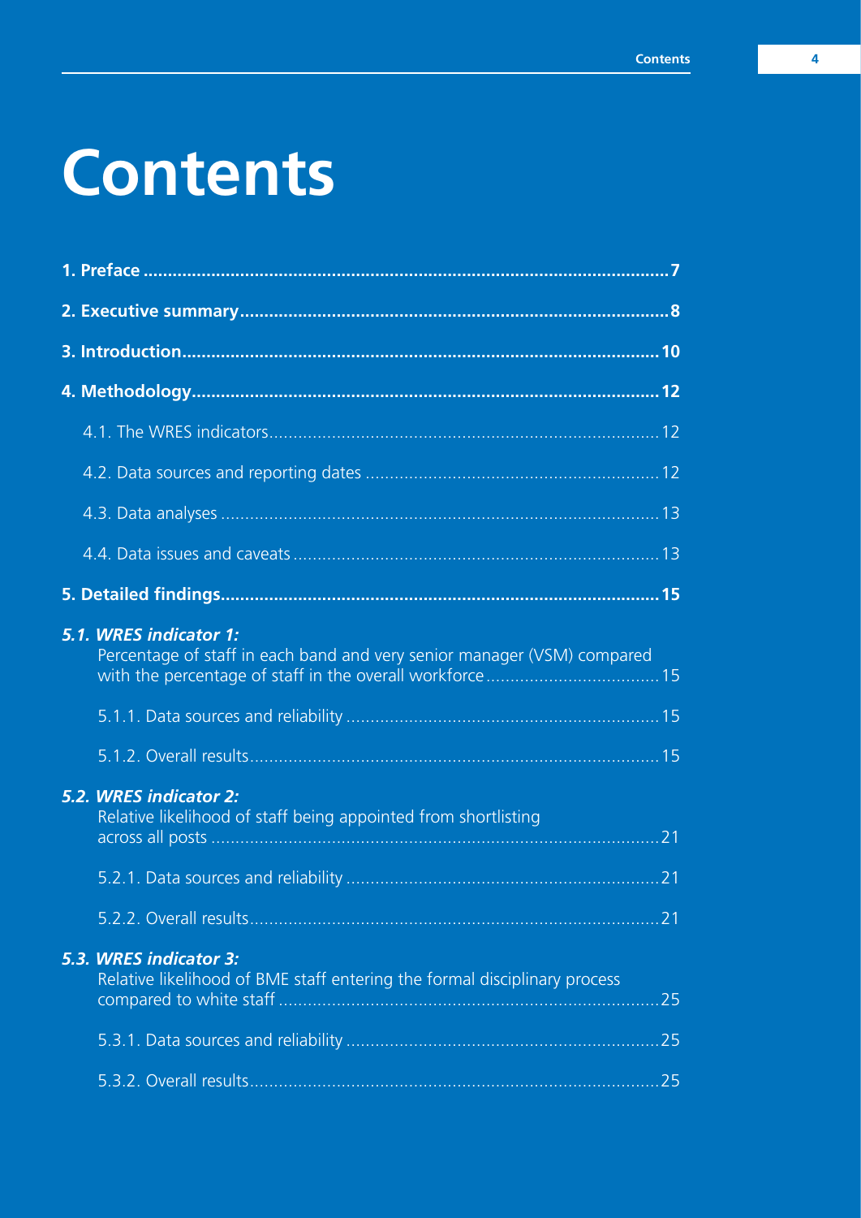# Contents

**1. Preface ........................................................................................................... 7**

**2. Executive summary ....................................................................................... 8**

**3. Introduction ................................................................................................ 10**

**4. Methodology .............................................................................................. 12**

4.1. The WRES indicators ............................................................................... 12

4.2. Data sources and reporting dates ........................................................... 12

4.3. Data analyses ........................................................................................ 13

4.4. Data issues and caveats .......................................................................... 13

**5. Detailed findings ......................................................................................... 15**

***5.1. WRES indicator 1:***
Percentage of staff in each band and very senior manager (VSM) compared with the percentage of staff in the overall workforce ................................... 15

5.1.1. Data sources and reliability ............................................................... 15

5.1.2. Overall results .................................................................................. 15

***5.2. WRES indicator 2:***
Relative likelihood of staff being appointed from shortlisting across all posts ........................................................................................... 21

5.2.1. Data sources and reliability ............................................................... 21

5.2.2. Overall results .................................................................................. 21

***5.3. WRES indicator 3:***
Relative likelihood of BME staff entering the formal disciplinary process compared to white staff ............................................................................. 25

5.3.1. Data sources and reliability ............................................................... 25

5.3.2. Overall results .................................................................................. 25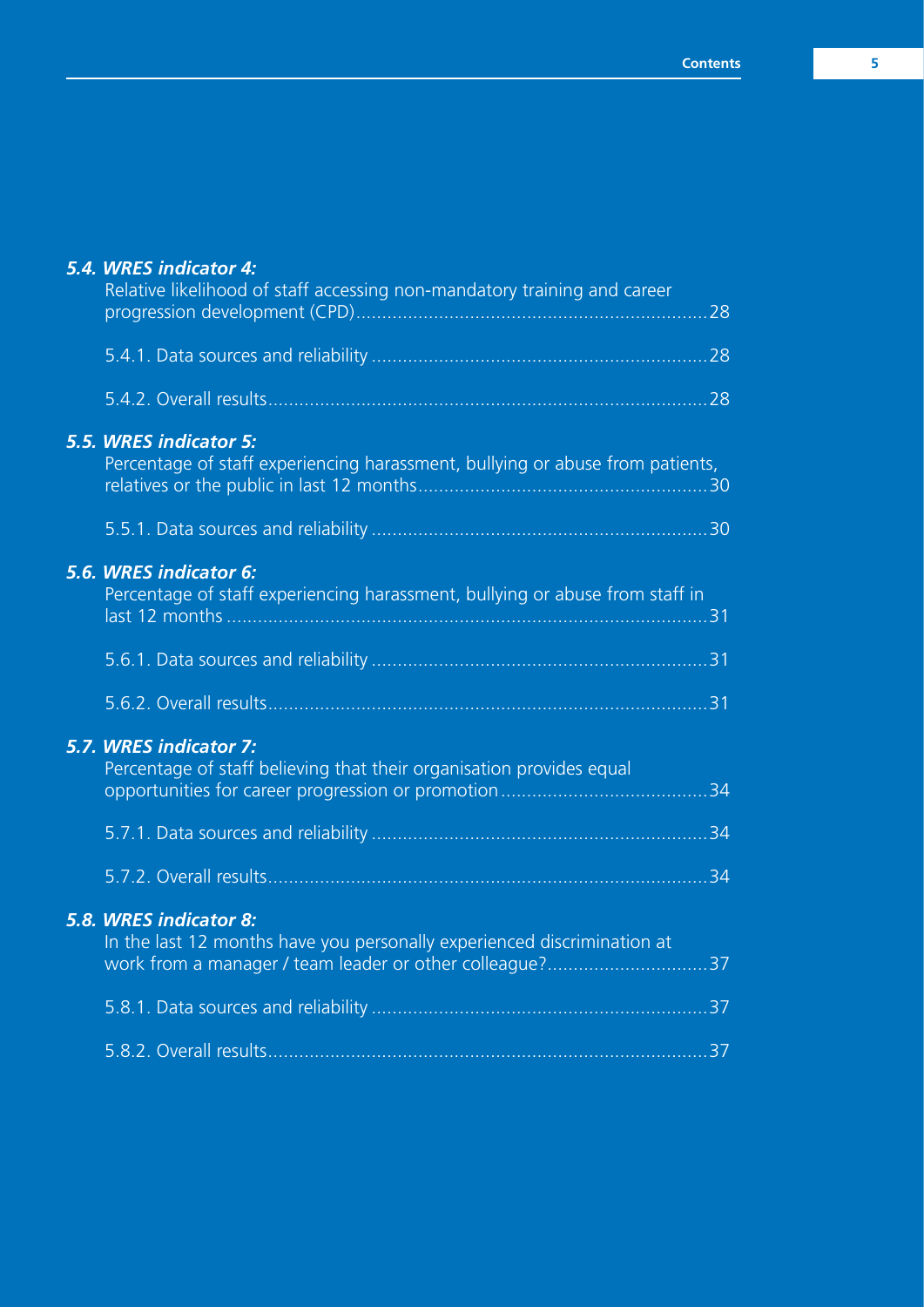***5.4. WRES indicator 4:***
Relative likelihood of staff accessing non-mandatory training and career progression development (CPD) ........ 28

5.4.1. Data sources and reliability ........ 28

5.4.2. Overall results ........ 28

***5.5. WRES indicator 5:***
Percentage of staff experiencing harassment, bullying or abuse from patients, relatives or the public in last 12 months ........ 30

5.5.1. Data sources and reliability ........ 30

***5.6. WRES indicator 6:***
Percentage of staff experiencing harassment, bullying or abuse from staff in last 12 months ........ 31

5.6.1. Data sources and reliability ........ 31

5.6.2. Overall results ........ 31

***5.7. WRES indicator 7:***
Percentage of staff believing that their organisation provides equal opportunities for career progression or promotion ........ 34

5.7.1. Data sources and reliability ........ 34

5.7.2. Overall results ........ 34

***5.8. WRES indicator 8:***
In the last 12 months have you personally experienced discrimination at work from a manager / team leader or other colleague? ........ 37

5.8.1. Data sources and reliability ........ 37

5.8.2. Overall results ........ 37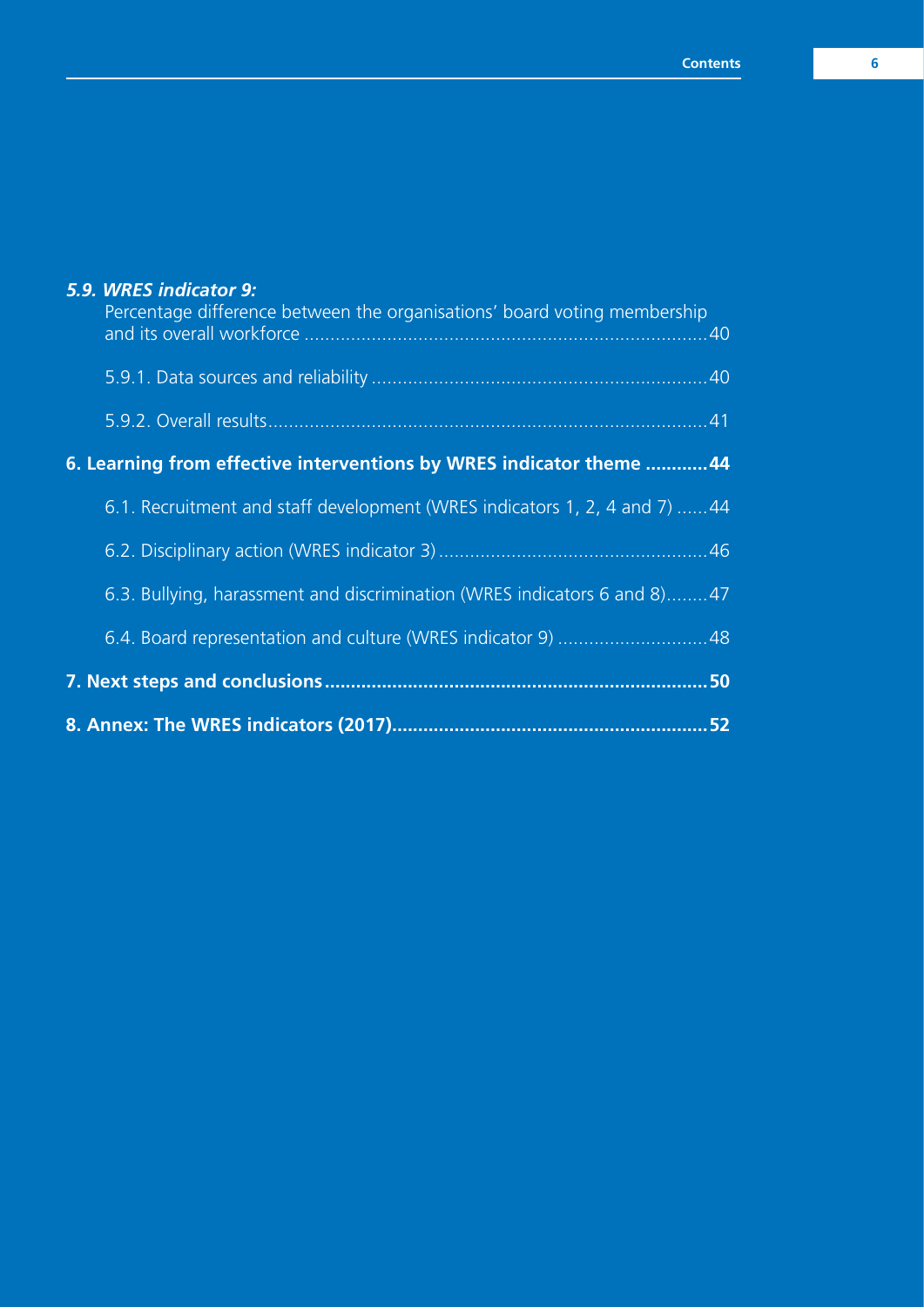*5.9. WRES indicator 9:*

Percentage difference between the organisations' board voting membership and its overall workforce ....... 40

5.9.1. Data sources and reliability ....... 40

5.9.2. Overall results ....... 41

**6. Learning from effective interventions by WRES indicator theme ....... 44**

6.1. Recruitment and staff development (WRES indicators 1, 2, 4 and 7) ....... 44

6.2. Disciplinary action (WRES indicator 3) ....... 46

6.3. Bullying, harassment and discrimination (WRES indicators 6 and 8) ....... 47

6.4. Board representation and culture (WRES indicator 9) ....... 48

**7. Next steps and conclusions ....... 50**

**8. Annex: The WRES indicators (2017) ....... 52**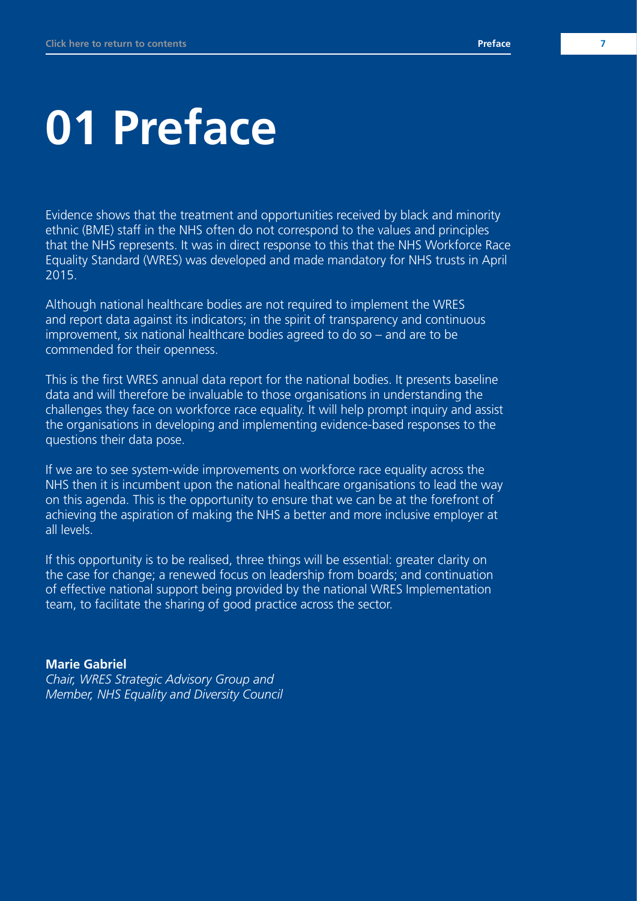# 01 Preface

Evidence shows that the treatment and opportunities received by black and minority ethnic (BME) staff in the NHS often do not correspond to the values and principles that the NHS represents. It was in direct response to this that the NHS Workforce Race Equality Standard (WRES) was developed and made mandatory for NHS trusts in April 2015.

Although national healthcare bodies are not required to implement the WRES and report data against its indicators; in the spirit of transparency and continuous improvement, six national healthcare bodies agreed to do so – and are to be commended for their openness.

This is the first WRES annual data report for the national bodies. It presents baseline data and will therefore be invaluable to those organisations in understanding the challenges they face on workforce race equality. It will help prompt inquiry and assist the organisations in developing and implementing evidence-based responses to the questions their data pose.

If we are to see system-wide improvements on workforce race equality across the NHS then it is incumbent upon the national healthcare organisations to lead the way on this agenda. This is the opportunity to ensure that we can be at the forefront of achieving the aspiration of making the NHS a better and more inclusive employer at all levels.

If this opportunity is to be realised, three things will be essential: greater clarity on the case for change; a renewed focus on leadership from boards; and continuation of effective national support being provided by the national WRES Implementation team, to facilitate the sharing of good practice across the sector.

**Marie Gabriel**
*Chair, WRES Strategic Advisory Group and*
*Member, NHS Equality and Diversity Council*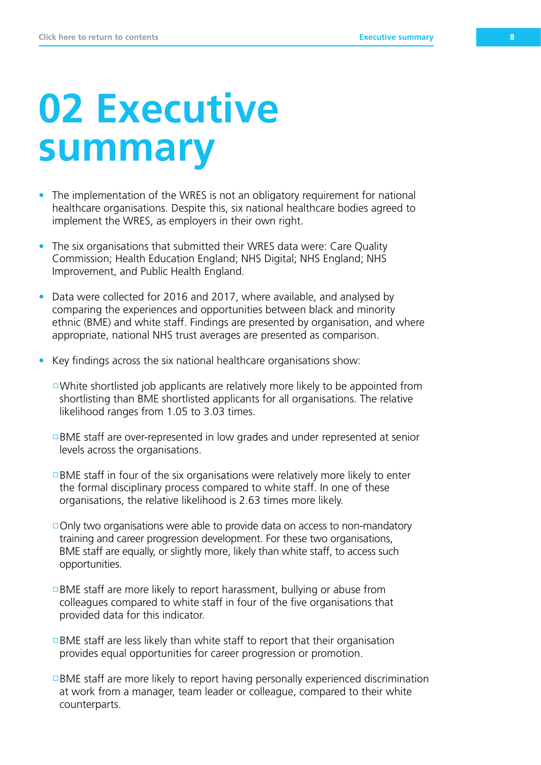# 02 Executive summary

- The implementation of the WRES is not an obligatory requirement for national healthcare organisations. Despite this, six national healthcare bodies agreed to implement the WRES, as employers in their own right.

- The six organisations that submitted their WRES data were: Care Quality Commission; Health Education England; NHS Digital; NHS England; NHS Improvement, and Public Health England.

- Data were collected for 2016 and 2017, where available, and analysed by comparing the experiences and opportunities between black and minority ethnic (BME) and white staff. Findings are presented by organisation, and where appropriate, national NHS trust averages are presented as comparison.

- Key findings across the six national healthcare organisations show:

  - White shortlisted job applicants are relatively more likely to be appointed from shortlisting than BME shortlisted applicants for all organisations. The relative likelihood ranges from 1.05 to 3.03 times.

  - BME staff are over-represented in low grades and under represented at senior levels across the organisations.

  - BME staff in four of the six organisations were relatively more likely to enter the formal disciplinary process compared to white staff. In one of these organisations, the relative likelihood is 2.63 times more likely.

  - Only two organisations were able to provide data on access to non-mandatory training and career progression development. For these two organisations, BME staff are equally, or slightly more, likely than white staff, to access such opportunities.

  - BME staff are more likely to report harassment, bullying or abuse from colleagues compared to white staff in four of the five organisations that provided data for this indicator.

  - BME staff are less likely than white staff to report that their organisation provides equal opportunities for career progression or promotion.

  - BME staff are more likely to report having personally experienced discrimination at work from a manager, team leader or colleague, compared to their white counterparts.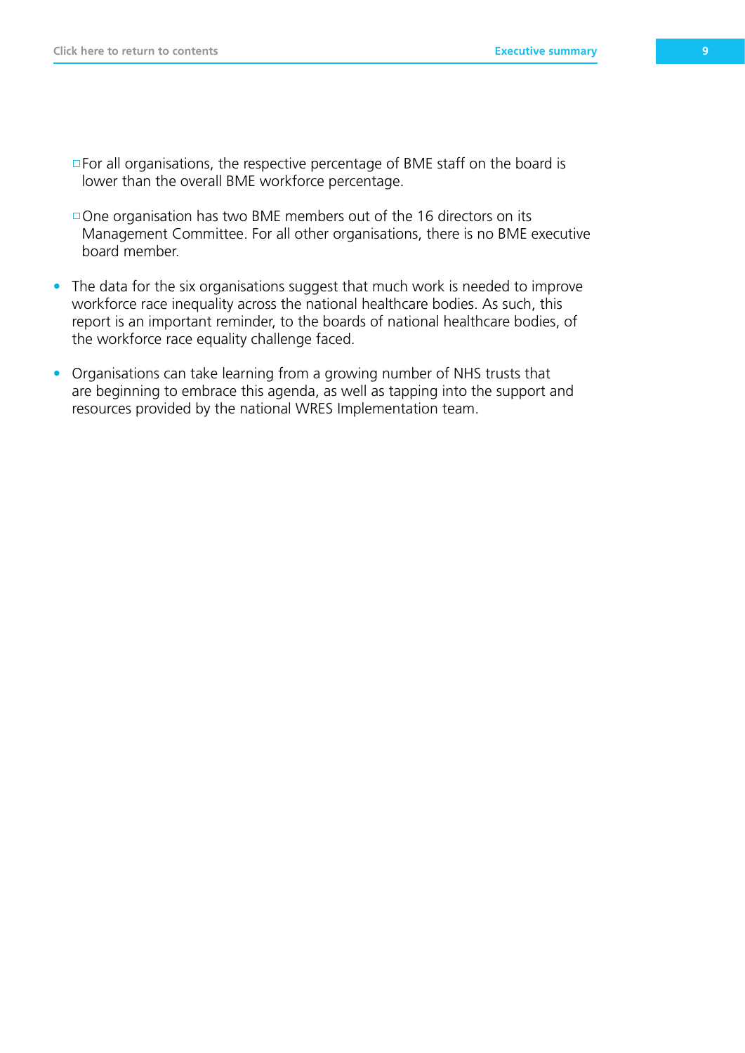- For all organisations, the respective percentage of BME staff on the board is lower than the overall BME workforce percentage.

  - One organisation has two BME members out of the 16 directors on its Management Committee. For all other organisations, there is no BME executive board member.

- The data for the six organisations suggest that much work is needed to improve workforce race inequality across the national healthcare bodies. As such, this report is an important reminder, to the boards of national healthcare bodies, of the workforce race equality challenge faced.

- Organisations can take learning from a growing number of NHS trusts that are beginning to embrace this agenda, as well as tapping into the support and resources provided by the national WRES Implementation team.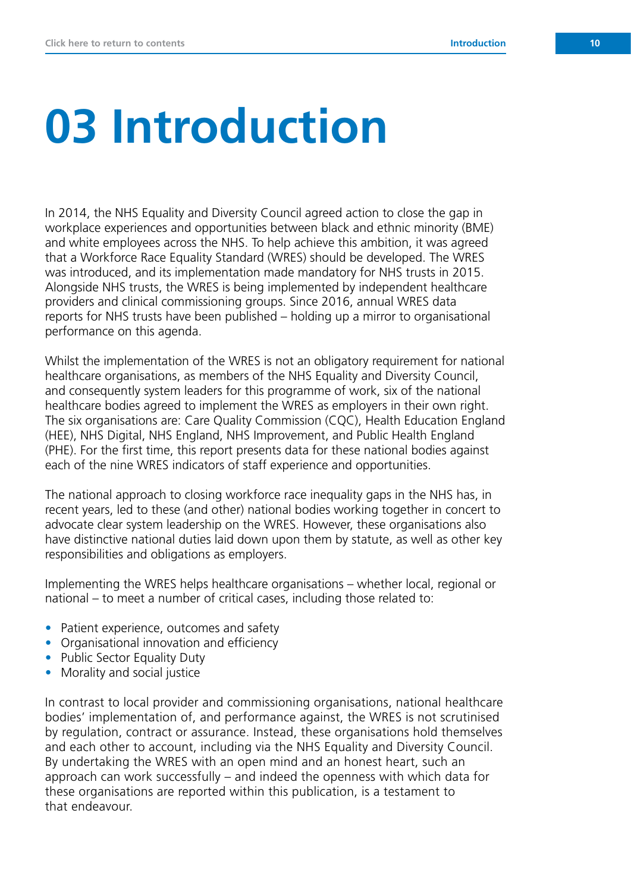# 03 Introduction

In 2014, the NHS Equality and Diversity Council agreed action to close the gap in workplace experiences and opportunities between black and ethnic minority (BME) and white employees across the NHS. To help achieve this ambition, it was agreed that a Workforce Race Equality Standard (WRES) should be developed. The WRES was introduced, and its implementation made mandatory for NHS trusts in 2015. Alongside NHS trusts, the WRES is being implemented by independent healthcare providers and clinical commissioning groups. Since 2016, annual WRES data reports for NHS trusts have been published – holding up a mirror to organisational performance on this agenda.

Whilst the implementation of the WRES is not an obligatory requirement for national healthcare organisations, as members of the NHS Equality and Diversity Council, and consequently system leaders for this programme of work, six of the national healthcare bodies agreed to implement the WRES as employers in their own right. The six organisations are: Care Quality Commission (CQC), Health Education England (HEE), NHS Digital, NHS England, NHS Improvement, and Public Health England (PHE). For the first time, this report presents data for these national bodies against each of the nine WRES indicators of staff experience and opportunities.

The national approach to closing workforce race inequality gaps in the NHS has, in recent years, led to these (and other) national bodies working together in concert to advocate clear system leadership on the WRES. However, these organisations also have distinctive national duties laid down upon them by statute, as well as other key responsibilities and obligations as employers.

Implementing the WRES helps healthcare organisations – whether local, regional or national – to meet a number of critical cases, including those related to:

- Patient experience, outcomes and safety
- Organisational innovation and efficiency
- Public Sector Equality Duty
- Morality and social justice

In contrast to local provider and commissioning organisations, national healthcare bodies' implementation of, and performance against, the WRES is not scrutinised by regulation, contract or assurance. Instead, these organisations hold themselves and each other to account, including via the NHS Equality and Diversity Council. By undertaking the WRES with an open mind and an honest heart, such an approach can work successfully – and indeed the openness with which data for these organisations are reported within this publication, is a testament to that endeavour.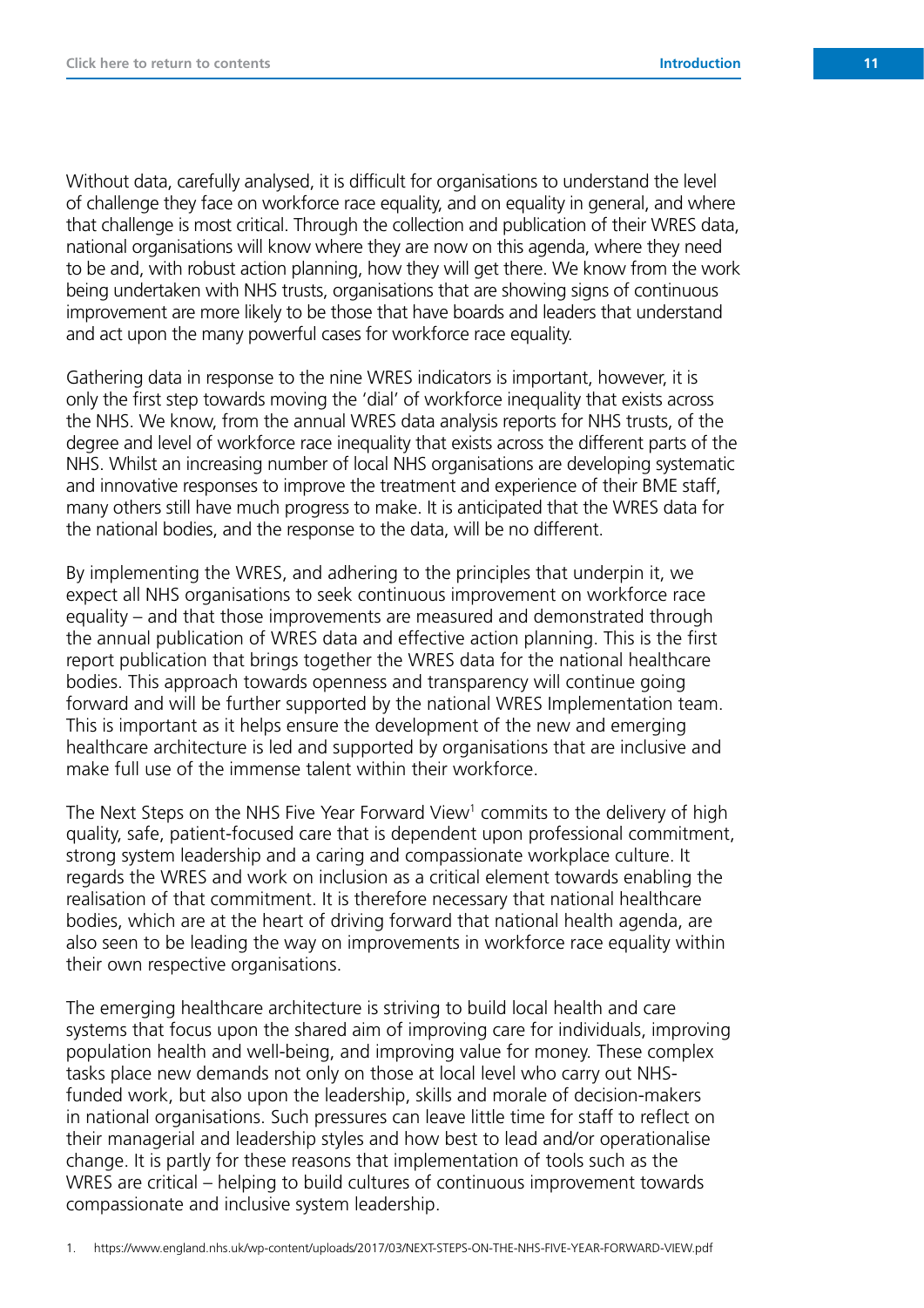Without data, carefully analysed, it is difficult for organisations to understand the level of challenge they face on workforce race equality, and on equality in general, and where that challenge is most critical. Through the collection and publication of their WRES data, national organisations will know where they are now on this agenda, where they need to be and, with robust action planning, how they will get there. We know from the work being undertaken with NHS trusts, organisations that are showing signs of continuous improvement are more likely to be those that have boards and leaders that understand and act upon the many powerful cases for workforce race equality.

Gathering data in response to the nine WRES indicators is important, however, it is only the first step towards moving the 'dial' of workforce inequality that exists across the NHS. We know, from the annual WRES data analysis reports for NHS trusts, of the degree and level of workforce race inequality that exists across the different parts of the NHS. Whilst an increasing number of local NHS organisations are developing systematic and innovative responses to improve the treatment and experience of their BME staff, many others still have much progress to make. It is anticipated that the WRES data for the national bodies, and the response to the data, will be no different.

By implementing the WRES, and adhering to the principles that underpin it, we expect all NHS organisations to seek continuous improvement on workforce race equality – and that those improvements are measured and demonstrated through the annual publication of WRES data and effective action planning. This is the first report publication that brings together the WRES data for the national healthcare bodies. This approach towards openness and transparency will continue going forward and will be further supported by the national WRES Implementation team. This is important as it helps ensure the development of the new and emerging healthcare architecture is led and supported by organisations that are inclusive and make full use of the immense talent within their workforce.

The Next Steps on the NHS Five Year Forward View[1] commits to the delivery of high quality, safe, patient-focused care that is dependent upon professional commitment, strong system leadership and a caring and compassionate workplace culture. It regards the WRES and work on inclusion as a critical element towards enabling the realisation of that commitment. It is therefore necessary that national healthcare bodies, which are at the heart of driving forward that national health agenda, are also seen to be leading the way on improvements in workforce race equality within their own respective organisations.

The emerging healthcare architecture is striving to build local health and care systems that focus upon the shared aim of improving care for individuals, improving population health and well-being, and improving value for money. These complex tasks place new demands not only on those at local level who carry out NHS-funded work, but also upon the leadership, skills and morale of decision-makers in national organisations. Such pressures can leave little time for staff to reflect on their managerial and leadership styles and how best to lead and/or operationalise change. It is partly for these reasons that implementation of tools such as the WRES are critical – helping to build cultures of continuous improvement towards compassionate and inclusive system leadership.

1. https://www.england.nhs.uk/wp-content/uploads/2017/03/NEXT-STEPS-ON-THE-NHS-FIVE-YEAR-FORWARD-VIEW.pdf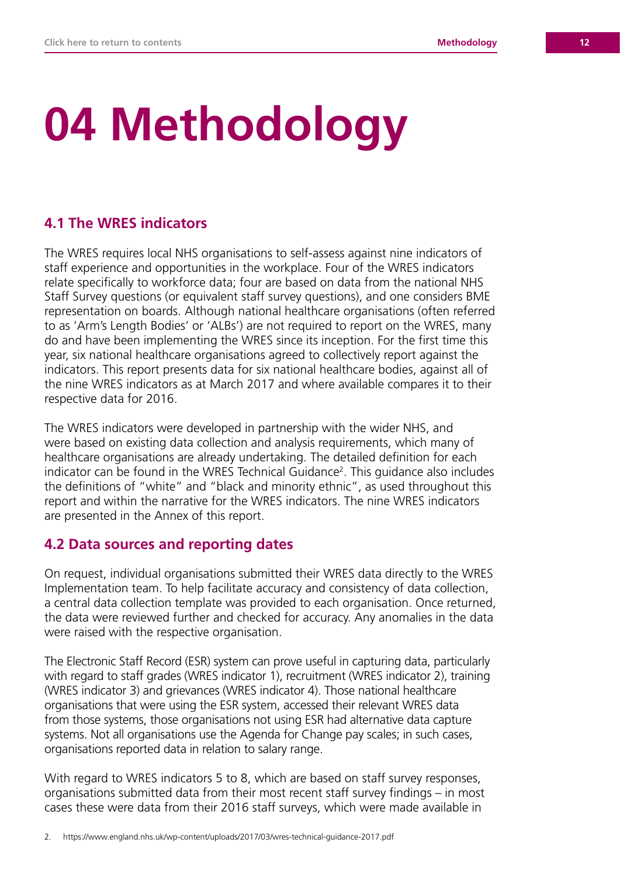# 04 Methodology

## 4.1 The WRES indicators

The WRES requires local NHS organisations to self-assess against nine indicators of staff experience and opportunities in the workplace. Four of the WRES indicators relate specifically to workforce data; four are based on data from the national NHS Staff Survey questions (or equivalent staff survey questions), and one considers BME representation on boards. Although national healthcare organisations (often referred to as 'Arm's Length Bodies' or 'ALBs') are not required to report on the WRES, many do and have been implementing the WRES since its inception. For the first time this year, six national healthcare organisations agreed to collectively report against the indicators. This report presents data for six national healthcare bodies, against all of the nine WRES indicators as at March 2017 and where available compares it to their respective data for 2016.

The WRES indicators were developed in partnership with the wider NHS, and were based on existing data collection and analysis requirements, which many of healthcare organisations are already undertaking. The detailed definition for each indicator can be found in the WRES Technical Guidance[2]. This guidance also includes the definitions of "white" and "black and minority ethnic", as used throughout this report and within the narrative for the WRES indicators. The nine WRES indicators are presented in the Annex of this report.

## 4.2 Data sources and reporting dates

On request, individual organisations submitted their WRES data directly to the WRES Implementation team. To help facilitate accuracy and consistency of data collection, a central data collection template was provided to each organisation. Once returned, the data were reviewed further and checked for accuracy. Any anomalies in the data were raised with the respective organisation.

The Electronic Staff Record (ESR) system can prove useful in capturing data, particularly with regard to staff grades (WRES indicator 1), recruitment (WRES indicator 2), training (WRES indicator 3) and grievances (WRES indicator 4). Those national healthcare organisations that were using the ESR system, accessed their relevant WRES data from those systems, those organisations not using ESR had alternative data capture systems. Not all organisations use the Agenda for Change pay scales; in such cases, organisations reported data in relation to salary range.

With regard to WRES indicators 5 to 8, which are based on staff survey responses, organisations submitted data from their most recent staff survey findings – in most cases these were data from their 2016 staff surveys, which were made available in

2. https://www.england.nhs.uk/wp-content/uploads/2017/03/wres-technical-guidance-2017.pdf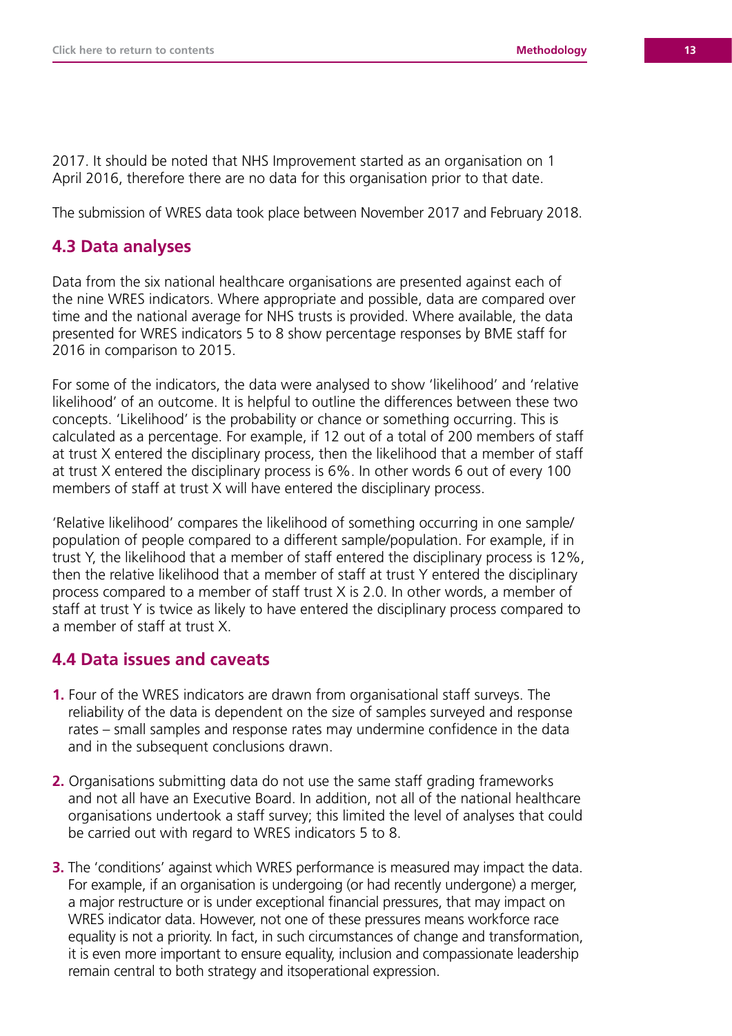2017. It should be noted that NHS Improvement started as an organisation on 1 April 2016, therefore there are no data for this organisation prior to that date.

The submission of WRES data took place between November 2017 and February 2018.

## 4.3 Data analyses

Data from the six national healthcare organisations are presented against each of the nine WRES indicators. Where appropriate and possible, data are compared over time and the national average for NHS trusts is provided. Where available, the data presented for WRES indicators 5 to 8 show percentage responses by BME staff for 2016 in comparison to 2015.

For some of the indicators, the data were analysed to show 'likelihood' and 'relative likelihood' of an outcome. It is helpful to outline the differences between these two concepts. 'Likelihood' is the probability or chance or something occurring. This is calculated as a percentage. For example, if 12 out of a total of 200 members of staff at trust X entered the disciplinary process, then the likelihood that a member of staff at trust X entered the disciplinary process is 6%. In other words 6 out of every 100 members of staff at trust X will have entered the disciplinary process.

'Relative likelihood' compares the likelihood of something occurring in one sample/population of people compared to a different sample/population. For example, if in trust Y, the likelihood that a member of staff entered the disciplinary process is 12%, then the relative likelihood that a member of staff at trust Y entered the disciplinary process compared to a member of staff trust X is 2.0. In other words, a member of staff at trust Y is twice as likely to have entered the disciplinary process compared to a member of staff at trust X.

## 4.4 Data issues and caveats

1. Four of the WRES indicators are drawn from organisational staff surveys. The reliability of the data is dependent on the size of samples surveyed and response rates – small samples and response rates may undermine confidence in the data and in the subsequent conclusions drawn.

2. Organisations submitting data do not use the same staff grading frameworks and not all have an Executive Board. In addition, not all of the national healthcare organisations undertook a staff survey; this limited the level of analyses that could be carried out with regard to WRES indicators 5 to 8.

3. The 'conditions' against which WRES performance is measured may impact the data. For example, if an organisation is undergoing (or had recently undergone) a merger, a major restructure or is under exceptional financial pressures, that may impact on WRES indicator data. However, not one of these pressures means workforce race equality is not a priority. In fact, in such circumstances of change and transformation, it is even more important to ensure equality, inclusion and compassionate leadership remain central to both strategy and itsoperational expression.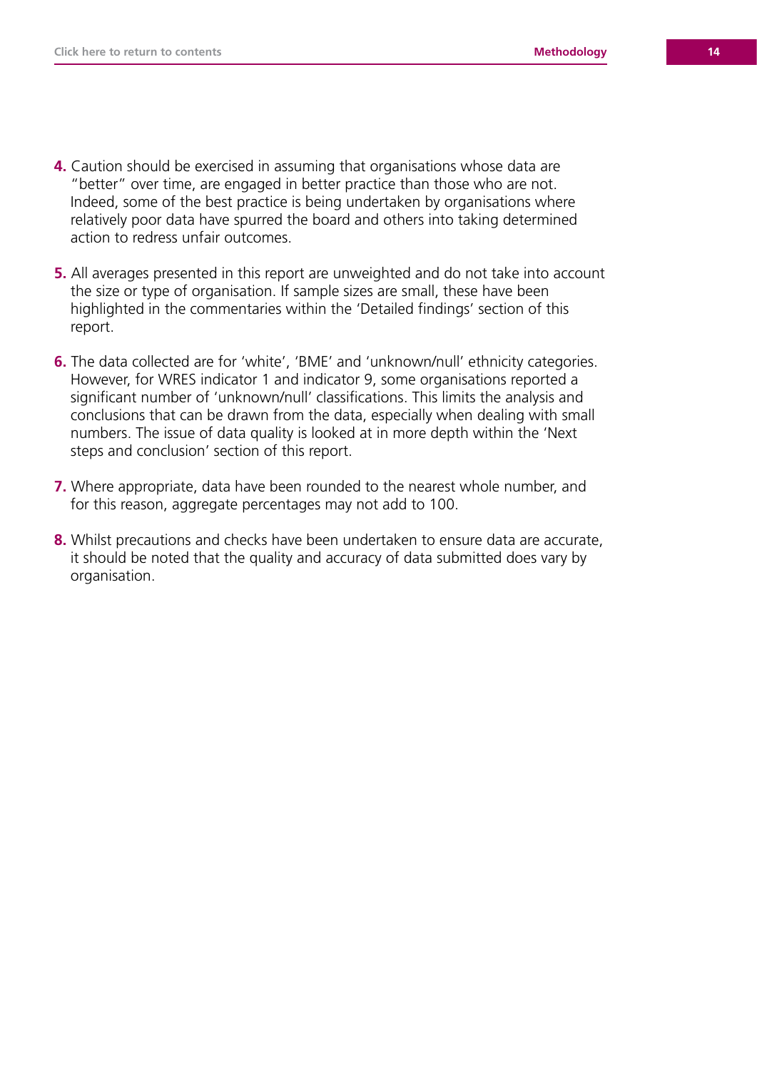4. Caution should be exercised in assuming that organisations whose data are "better" over time, are engaged in better practice than those who are not. Indeed, some of the best practice is being undertaken by organisations where relatively poor data have spurred the board and others into taking determined action to redress unfair outcomes.

5. All averages presented in this report are unweighted and do not take into account the size or type of organisation. If sample sizes are small, these have been highlighted in the commentaries within the 'Detailed findings' section of this report.

6. The data collected are for 'white', 'BME' and 'unknown/null' ethnicity categories. However, for WRES indicator 1 and indicator 9, some organisations reported a significant number of 'unknown/null' classifications. This limits the analysis and conclusions that can be drawn from the data, especially when dealing with small numbers. The issue of data quality is looked at in more depth within the 'Next steps and conclusion' section of this report.

7. Where appropriate, data have been rounded to the nearest whole number, and for this reason, aggregate percentages may not add to 100.

8. Whilst precautions and checks have been undertaken to ensure data are accurate, it should be noted that the quality and accuracy of data submitted does vary by organisation.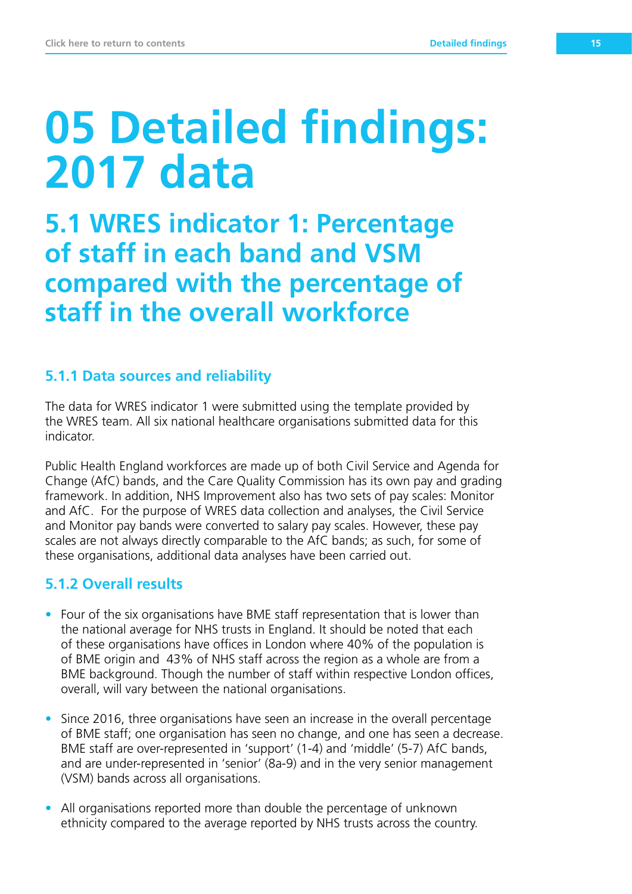# 05 Detailed findings: 2017 data

## 5.1 WRES indicator 1: Percentage of staff in each band and VSM compared with the percentage of staff in the overall workforce

### 5.1.1 Data sources and reliability

The data for WRES indicator 1 were submitted using the template provided by the WRES team. All six national healthcare organisations submitted data for this indicator.

Public Health England workforces are made up of both Civil Service and Agenda for Change (AfC) bands, and the Care Quality Commission has its own pay and grading framework. In addition, NHS Improvement also has two sets of pay scales: Monitor and AfC. For the purpose of WRES data collection and analyses, the Civil Service and Monitor pay bands were converted to salary pay scales. However, these pay scales are not always directly comparable to the AfC bands; as such, for some of these organisations, additional data analyses have been carried out.

### 5.1.2 Overall results

- Four of the six organisations have BME staff representation that is lower than the national average for NHS trusts in England. It should be noted that each of these organisations have offices in London where 40% of the population is of BME origin and 43% of NHS staff across the region as a whole are from a BME background. Though the number of staff within respective London offices, overall, will vary between the national organisations.
- Since 2016, three organisations have seen an increase in the overall percentage of BME staff; one organisation has seen no change, and one has seen a decrease. BME staff are over-represented in 'support' (1-4) and 'middle' (5-7) AfC bands, and are under-represented in 'senior' (8a-9) and in the very senior management (VSM) bands across all organisations.
- All organisations reported more than double the percentage of unknown ethnicity compared to the average reported by NHS trusts across the country.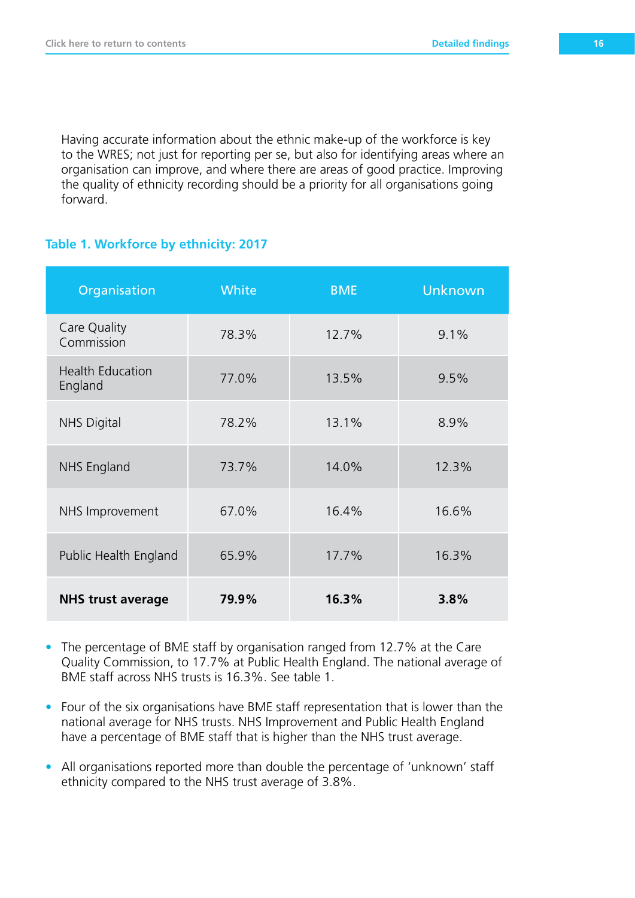Having accurate information about the ethnic make-up of the workforce is key to the WRES; not just for reporting per se, but also for identifying areas where an organisation can improve, and where there are areas of good practice. Improving the quality of ethnicity recording should be a priority for all organisations going forward.

### Table 1. Workforce by ethnicity: 2017

| Organisation | White | BME | Unknown |
|---|---|---|---|
| Care Quality Commission | 78.3% | 12.7% | 9.1% |
| Health Education England | 77.0% | 13.5% | 9.5% |
| NHS Digital | 78.2% | 13.1% | 8.9% |
| NHS England | 73.7% | 14.0% | 12.3% |
| NHS Improvement | 67.0% | 16.4% | 16.6% |
| Public Health England | 65.9% | 17.7% | 16.3% |
| **NHS trust average** | **79.9%** | **16.3%** | **3.8%** |

- The percentage of BME staff by organisation ranged from 12.7% at the Care Quality Commission, to 17.7% at Public Health England. The national average of BME staff across NHS trusts is 16.3%. See table 1.
- Four of the six organisations have BME staff representation that is lower than the national average for NHS trusts. NHS Improvement and Public Health England have a percentage of BME staff that is higher than the NHS trust average.
- All organisations reported more than double the percentage of 'unknown' staff ethnicity compared to the NHS trust average of 3.8%.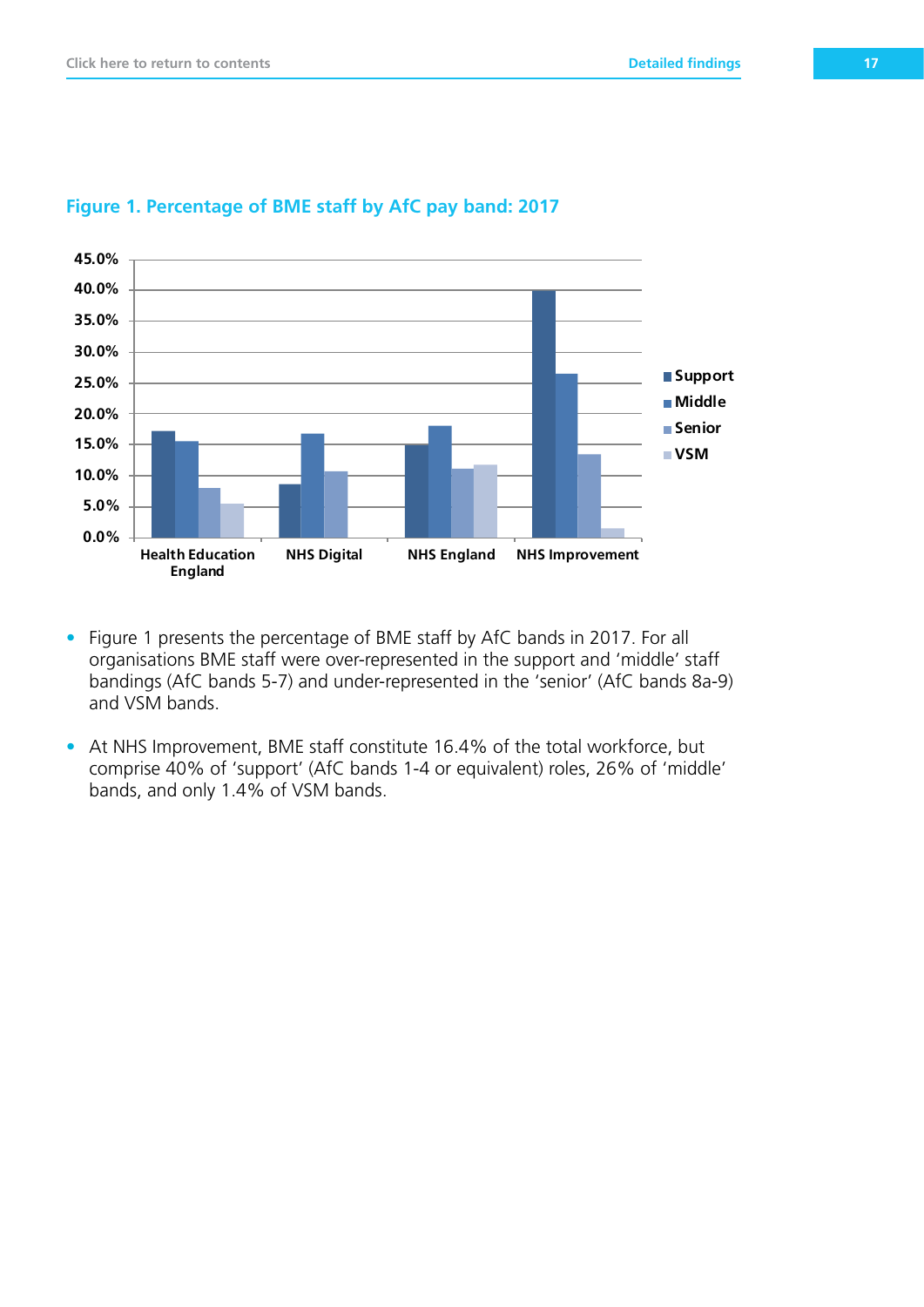### Figure 1. Percentage of BME staff by AfC pay band: 2017

- Figure 1 presents the percentage of BME staff by AfC bands in 2017. For all organisations BME staff were over-represented in the support and 'middle' staff bandings (AfC bands 5-7) and under-represented in the 'senior' (AfC bands 8a-9) and VSM bands.
- At NHS Improvement, BME staff constitute 16.4% of the total workforce, but comprise 40% of 'support' (AfC bands 1-4 or equivalent) roles, 26% of 'middle' bands, and only 1.4% of VSM bands.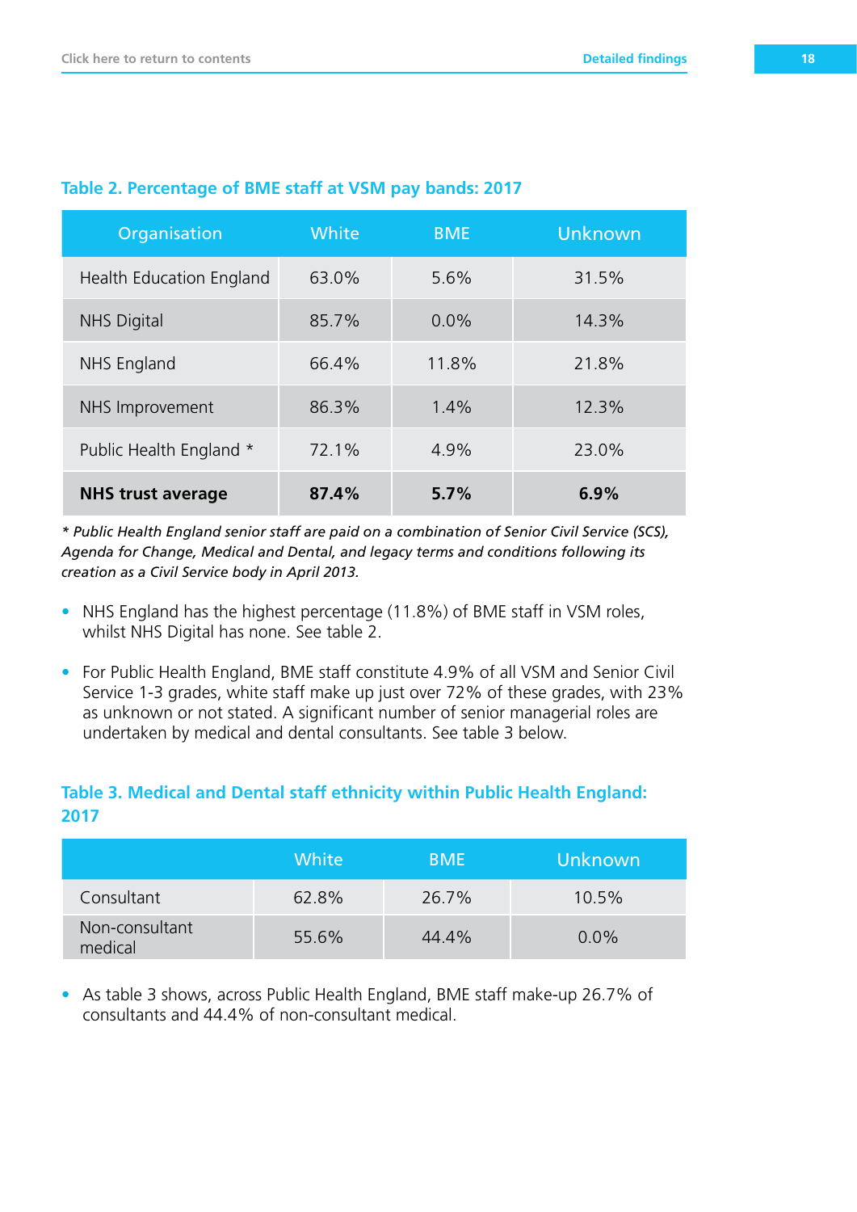### Table 2. Percentage of BME staff at VSM pay bands: 2017

| Organisation | White | BME | Unknown |
|---|---|---|---|
| Health Education England | 63.0% | 5.6% | 31.5% |
| NHS Digital | 85.7% | 0.0% | 14.3% |
| NHS England | 66.4% | 11.8% | 21.8% |
| NHS Improvement | 86.3% | 1.4% | 12.3% |
| Public Health England * | 72.1% | 4.9% | 23.0% |
| **NHS trust average** | **87.4%** | **5.7%** | **6.9%** |

*\* Public Health England senior staff are paid on a combination of Senior Civil Service (SCS), Agenda for Change, Medical and Dental, and legacy terms and conditions following its creation as a Civil Service body in April 2013.*

- NHS England has the highest percentage (11.8%) of BME staff in VSM roles, whilst NHS Digital has none. See table 2.
- For Public Health England, BME staff constitute 4.9% of all VSM and Senior Civil Service 1-3 grades, white staff make up just over 72% of these grades, with 23% as unknown or not stated. A significant number of senior managerial roles are undertaken by medical and dental consultants. See table 3 below.

### Table 3. Medical and Dental staff ethnicity within Public Health England: 2017

| | White | BME | Unknown |
|---|---|---|---|
| Consultant | 62.8% | 26.7% | 10.5% |
| Non-consultant medical | 55.6% | 44.4% | 0.0% |

- As table 3 shows, across Public Health England, BME staff make-up 26.7% of consultants and 44.4% of non-consultant medical.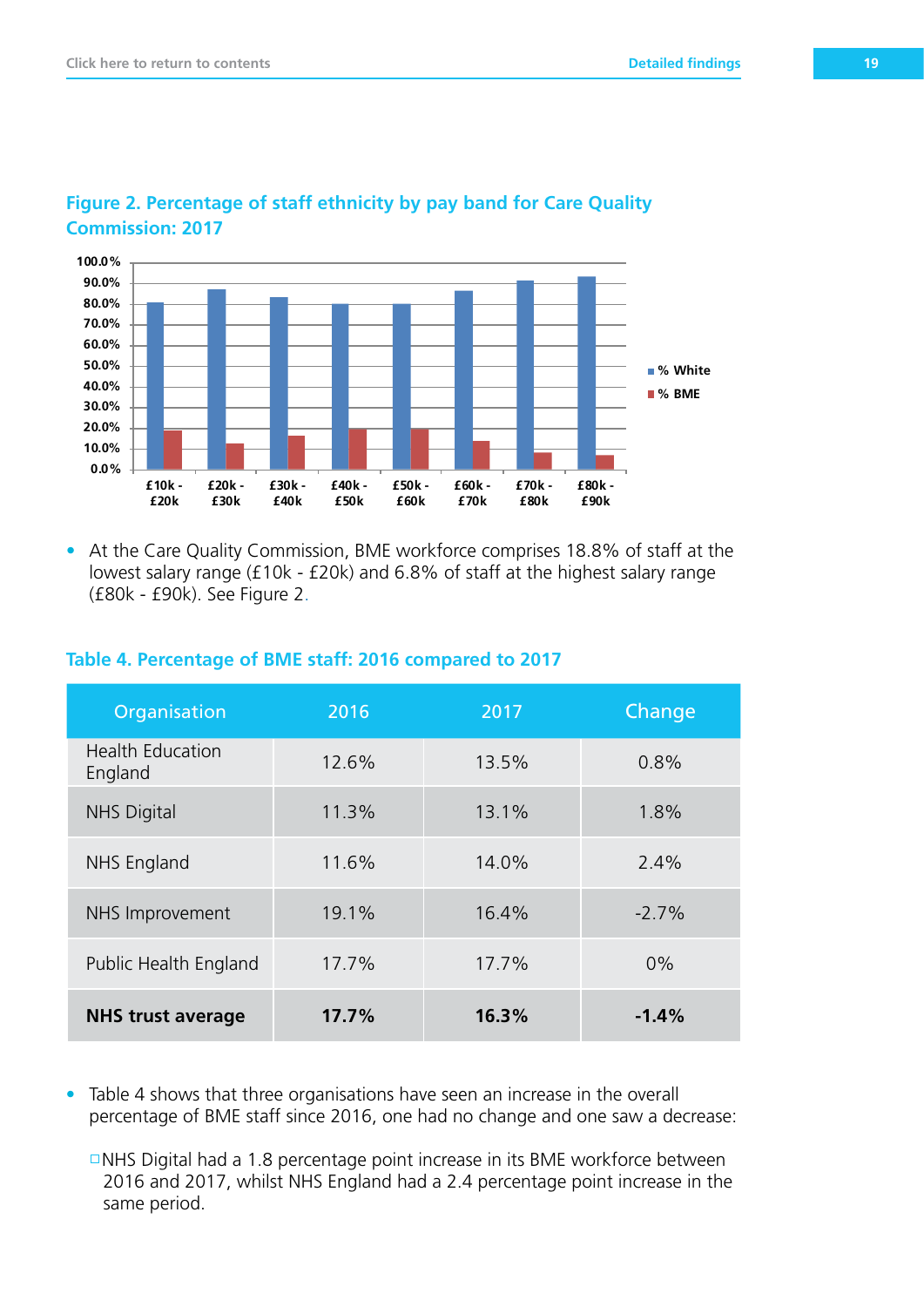## Figure 2. Percentage of staff ethnicity by pay band for Care Quality Commission: 2017

- At the Care Quality Commission, BME workforce comprises 18.8% of staff at the lowest salary range (£10k - £20k) and 6.8% of staff at the highest salary range (£80k - £90k). See Figure 2.

## Table 4. Percentage of BME staff: 2016 compared to 2017

| Organisation | 2016 | 2017 | Change |
|---|---|---|---|
| Health Education England | 12.6% | 13.5% | 0.8% |
| NHS Digital | 11.3% | 13.1% | 1.8% |
| NHS England | 11.6% | 14.0% | 2.4% |
| NHS Improvement | 19.1% | 16.4% | -2.7% |
| Public Health England | 17.7% | 17.7% | 0% |
| **NHS trust average** | **17.7%** | **16.3%** | **-1.4%** |

- Table 4 shows that three organisations have seen an increase in the overall percentage of BME staff since 2016, one had no change and one saw a decrease:
  - NHS Digital had a 1.8 percentage point increase in its BME workforce between 2016 and 2017, whilst NHS England had a 2.4 percentage point increase in the same period.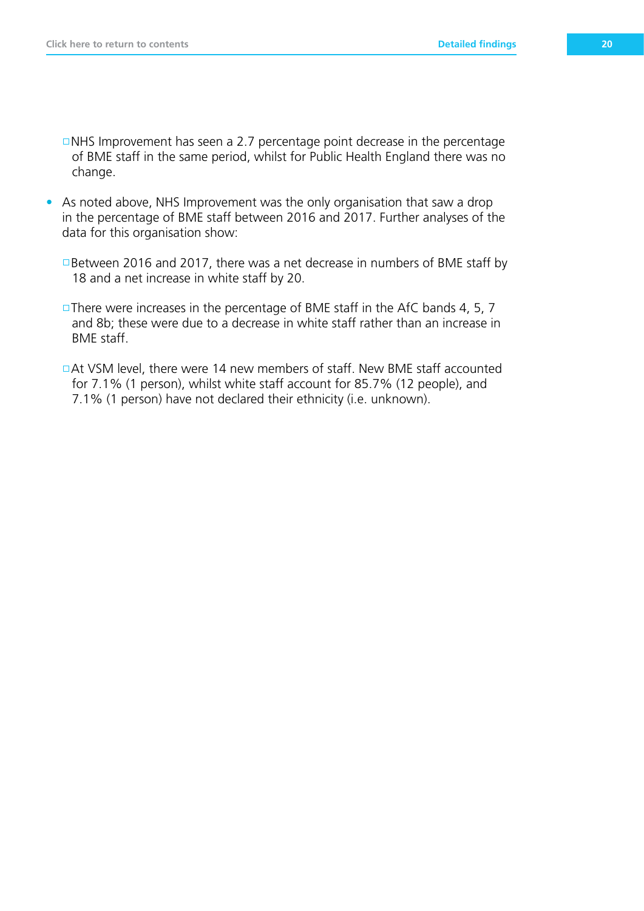- NHS Improvement has seen a 2.7 percentage point decrease in the percentage of BME staff in the same period, whilst for Public Health England there was no change.

- As noted above, NHS Improvement was the only organisation that saw a drop in the percentage of BME staff between 2016 and 2017. Further analyses of the data for this organisation show:

   - Between 2016 and 2017, there was a net decrease in numbers of BME staff by 18 and a net increase in white staff by 20.

   - There were increases in the percentage of BME staff in the AfC bands 4, 5, 7 and 8b; these were due to a decrease in white staff rather than an increase in BME staff.

   - At VSM level, there were 14 new members of staff. New BME staff accounted for 7.1% (1 person), whilst white staff account for 85.7% (12 people), and 7.1% (1 person) have not declared their ethnicity (i.e. unknown).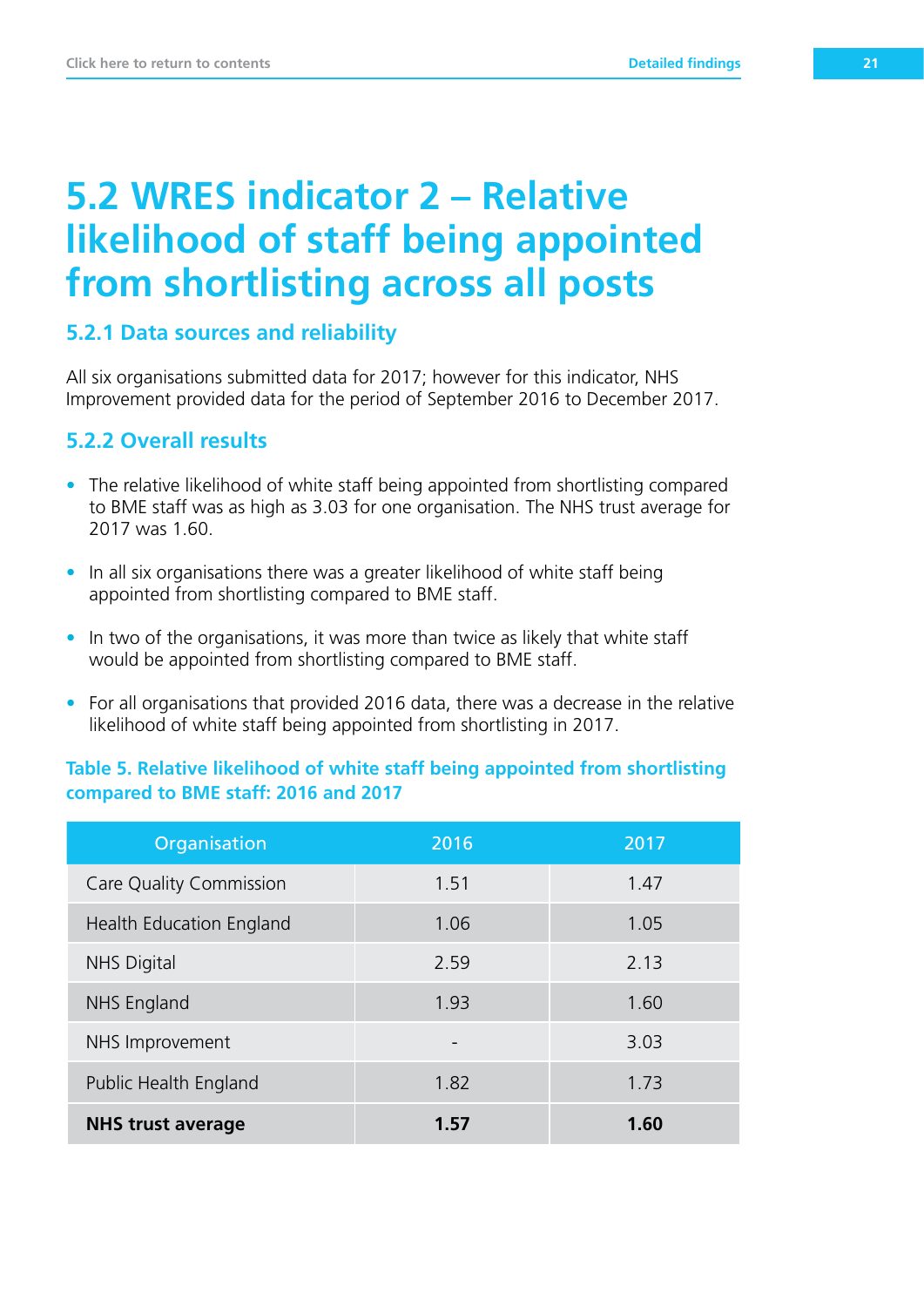## 5.2 WRES indicator 2 – Relative likelihood of staff being appointed from shortlisting across all posts

### 5.2.1 Data sources and reliability

All six organisations submitted data for 2017; however for this indicator, NHS Improvement provided data for the period of September 2016 to December 2017.

### 5.2.2 Overall results

- The relative likelihood of white staff being appointed from shortlisting compared to BME staff was as high as 3.03 for one organisation. The NHS trust average for 2017 was 1.60.
- In all six organisations there was a greater likelihood of white staff being appointed from shortlisting compared to BME staff.
- In two of the organisations, it was more than twice as likely that white staff would be appointed from shortlisting compared to BME staff.
- For all organisations that provided 2016 data, there was a decrease in the relative likelihood of white staff being appointed from shortlisting in 2017.

**Table 5. Relative likelihood of white staff being appointed from shortlisting compared to BME staff: 2016 and 2017**

| Organisation | 2016 | 2017 |
|---|---|---|
| Care Quality Commission | 1.51 | 1.47 |
| Health Education England | 1.06 | 1.05 |
| NHS Digital | 2.59 | 2.13 |
| NHS England | 1.93 | 1.60 |
| NHS Improvement | - | 3.03 |
| Public Health England | 1.82 | 1.73 |
| **NHS trust average** | **1.57** | **1.60** |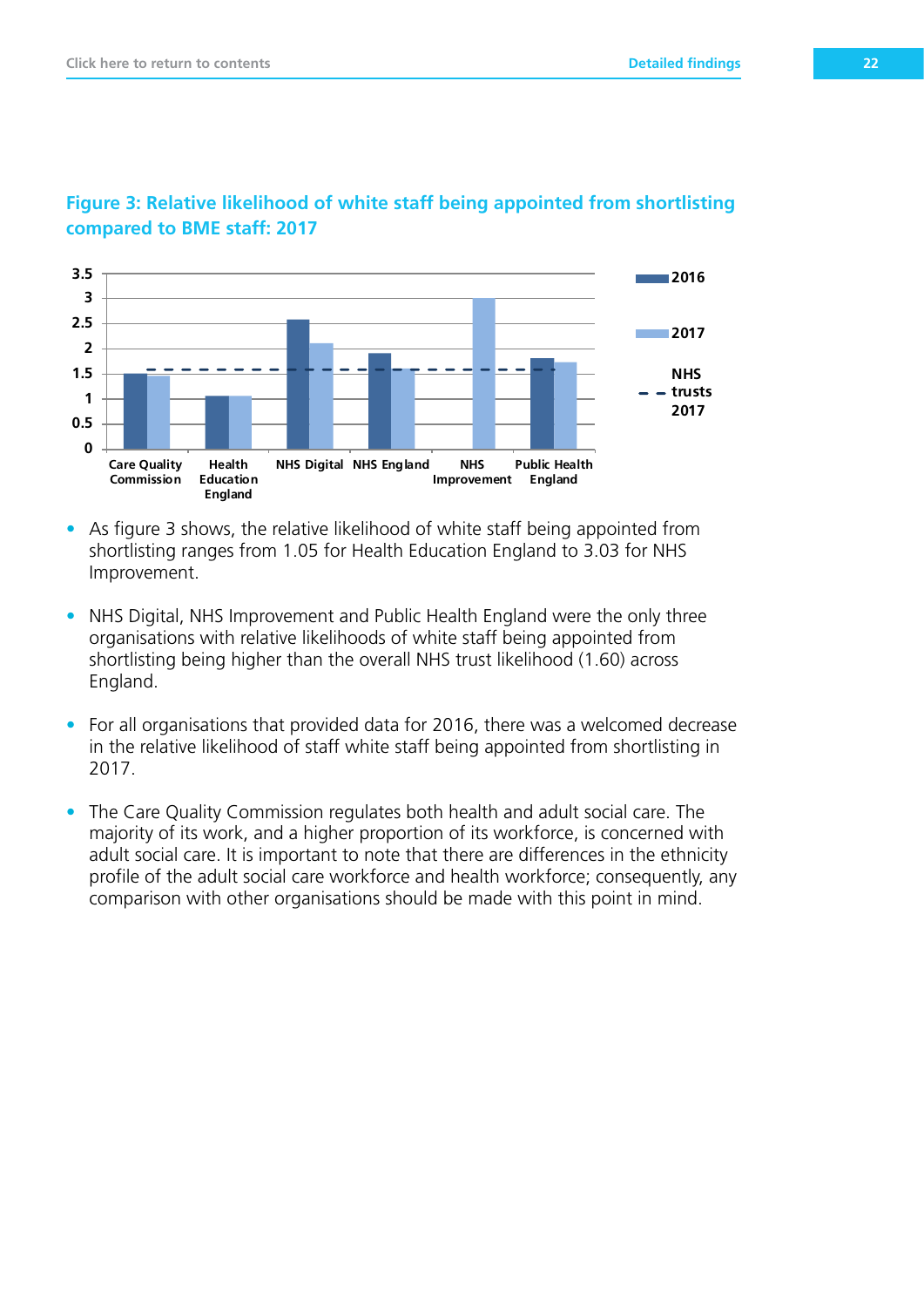## Figure 3: Relative likelihood of white staff being appointed from shortlisting compared to BME staff: 2017

- As figure 3 shows, the relative likelihood of white staff being appointed from shortlisting ranges from 1.05 for Health Education England to 3.03 for NHS Improvement.
- NHS Digital, NHS Improvement and Public Health England were the only three organisations with relative likelihoods of white staff being appointed from shortlisting being higher than the overall NHS trust likelihood (1.60) across England.
- For all organisations that provided data for 2016, there was a welcomed decrease in the relative likelihood of staff white staff being appointed from shortlisting in 2017.
- The Care Quality Commission regulates both health and adult social care. The majority of its work, and a higher proportion of its workforce, is concerned with adult social care. It is important to note that there are differences in the ethnicity profile of the adult social care workforce and health workforce; consequently, any comparison with other organisations should be made with this point in mind.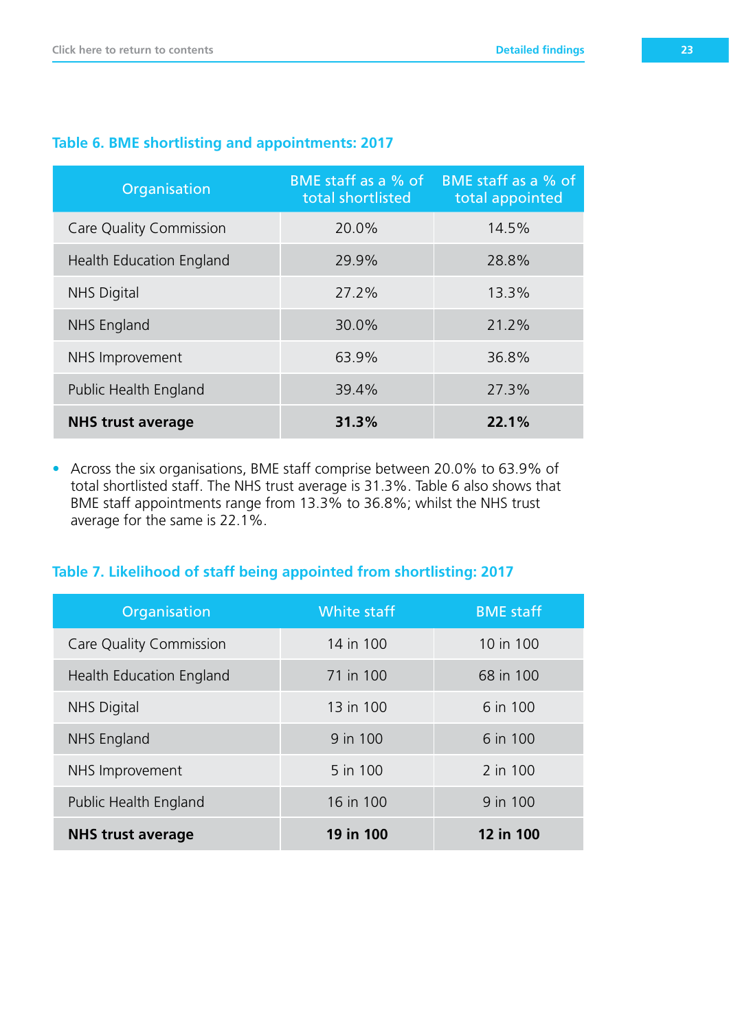### Table 6. BME shortlisting and appointments: 2017

| Organisation | BME staff as a % of total shortlisted | BME staff as a % of total appointed |
|---|---|---|
| Care Quality Commission | 20.0% | 14.5% |
| Health Education England | 29.9% | 28.8% |
| NHS Digital | 27.2% | 13.3% |
| NHS England | 30.0% | 21.2% |
| NHS Improvement | 63.9% | 36.8% |
| Public Health England | 39.4% | 27.3% |
| **NHS trust average** | **31.3%** | **22.1%** |

- Across the six organisations, BME staff comprise between 20.0% to 63.9% of total shortlisted staff. The NHS trust average is 31.3%. Table 6 also shows that BME staff appointments range from 13.3% to 36.8%; whilst the NHS trust average for the same is 22.1%.

### Table 7. Likelihood of staff being appointed from shortlisting: 2017

| Organisation | White staff | BME staff |
|---|---|---|
| Care Quality Commission | 14 in 100 | 10 in 100 |
| Health Education England | 71 in 100 | 68 in 100 |
| NHS Digital | 13 in 100 | 6 in 100 |
| NHS England | 9 in 100 | 6 in 100 |
| NHS Improvement | 5 in 100 | 2 in 100 |
| Public Health England | 16 in 100 | 9 in 100 |
| **NHS trust average** | **19 in 100** | **12 in 100** |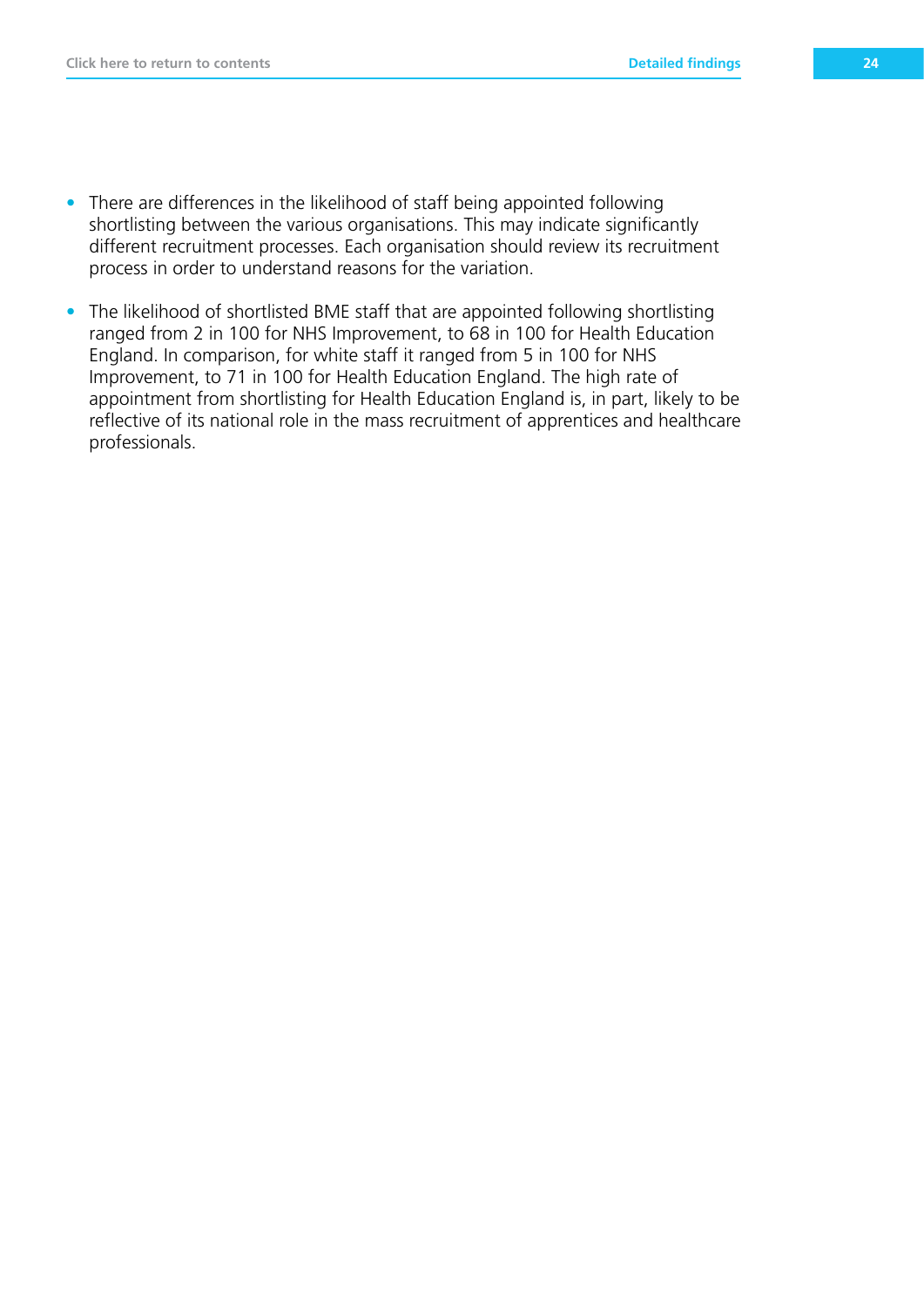- There are differences in the likelihood of staff being appointed following shortlisting between the various organisations. This may indicate significantly different recruitment processes. Each organisation should review its recruitment process in order to understand reasons for the variation.
- The likelihood of shortlisted BME staff that are appointed following shortlisting ranged from 2 in 100 for NHS Improvement, to 68 in 100 for Health Education England. In comparison, for white staff it ranged from 5 in 100 for NHS Improvement, to 71 in 100 for Health Education England. The high rate of appointment from shortlisting for Health Education England is, in part, likely to be reflective of its national role in the mass recruitment of apprentices and healthcare professionals.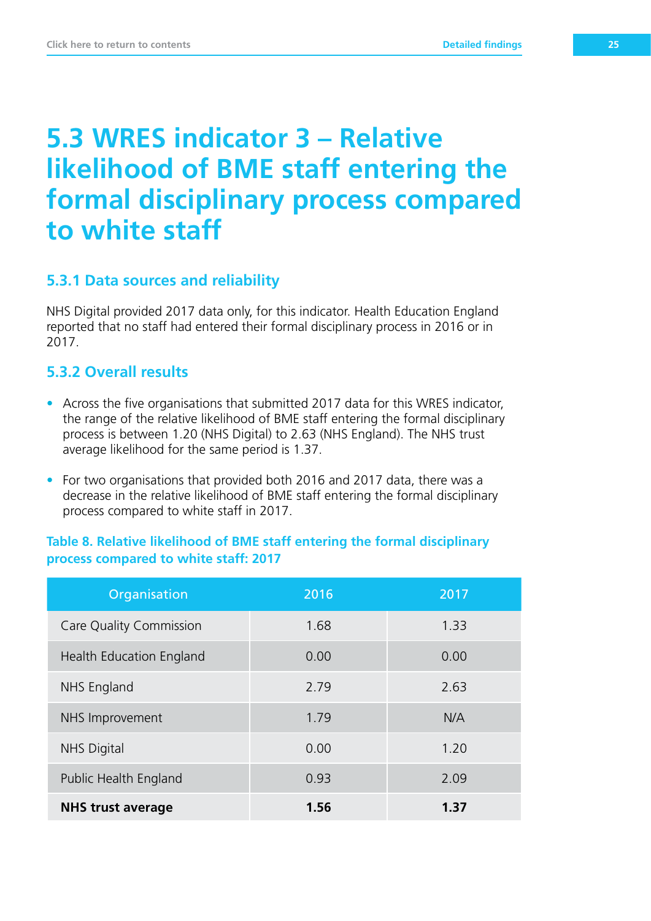# 5.3 WRES indicator 3 – Relative likelihood of BME staff entering the formal disciplinary process compared to white staff

## 5.3.1 Data sources and reliability

NHS Digital provided 2017 data only, for this indicator. Health Education England reported that no staff had entered their formal disciplinary process in 2016 or in 2017.

## 5.3.2 Overall results

- Across the five organisations that submitted 2017 data for this WRES indicator, the range of the relative likelihood of BME staff entering the formal disciplinary process is between 1.20 (NHS Digital) to 2.63 (NHS England). The NHS trust average likelihood for the same period is 1.37.
- For two organisations that provided both 2016 and 2017 data, there was a decrease in the relative likelihood of BME staff entering the formal disciplinary process compared to white staff in 2017.

**Table 8. Relative likelihood of BME staff entering the formal disciplinary process compared to white staff: 2017**

| Organisation | 2016 | 2017 |
|---|---|---|
| Care Quality Commission | 1.68 | 1.33 |
| Health Education England | 0.00 | 0.00 |
| NHS England | 2.79 | 2.63 |
| NHS Improvement | 1.79 | N/A |
| NHS Digital | 0.00 | 1.20 |
| Public Health England | 0.93 | 2.09 |
| **NHS trust average** | **1.56** | **1.37** |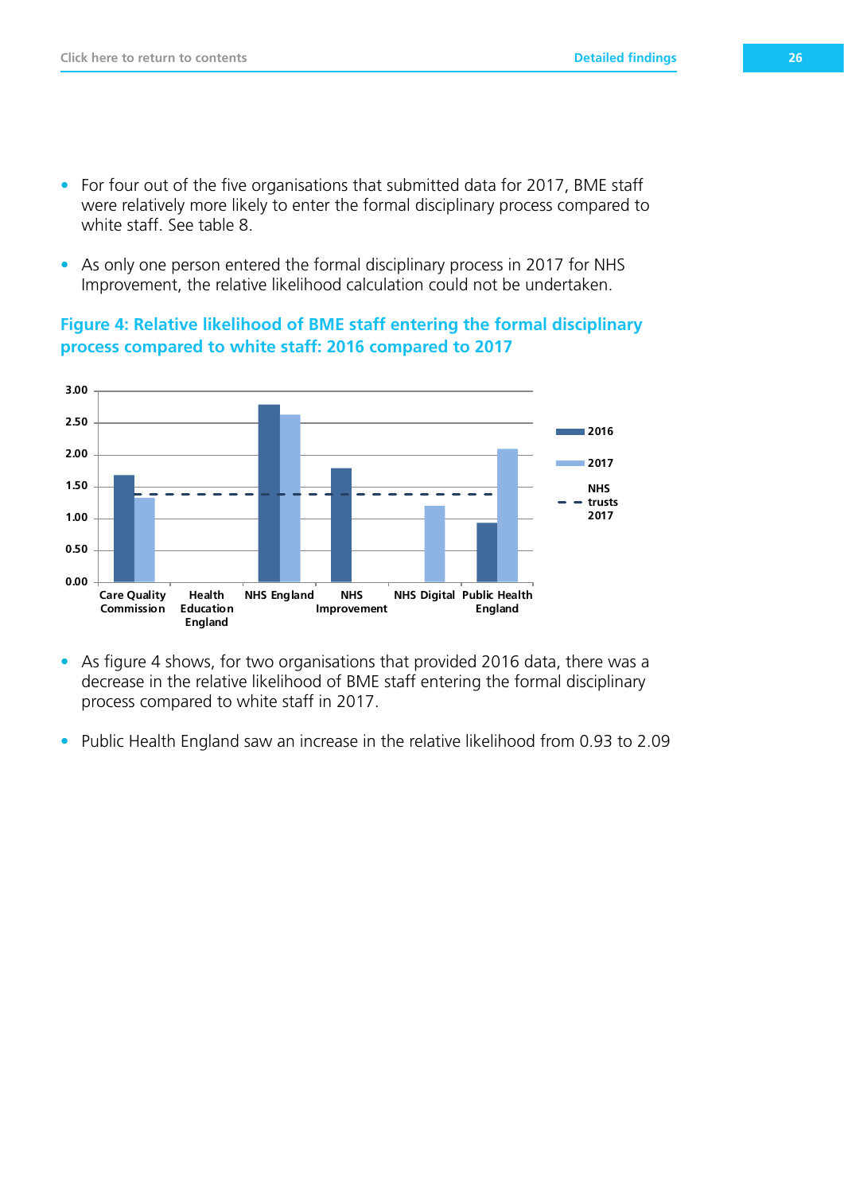- For four out of the five organisations that submitted data for 2017, BME staff were relatively more likely to enter the formal disciplinary process compared to white staff. See table 8.

- As only one person entered the formal disciplinary process in 2017 for NHS Improvement, the relative likelihood calculation could not be undertaken.

### Figure 4: Relative likelihood of BME staff entering the formal disciplinary process compared to white staff: 2016 compared to 2017

- As figure 4 shows, for two organisations that provided 2016 data, there was a decrease in the relative likelihood of BME staff entering the formal disciplinary process compared to white staff in 2017.

- Public Health England saw an increase in the relative likelihood from 0.93 to 2.09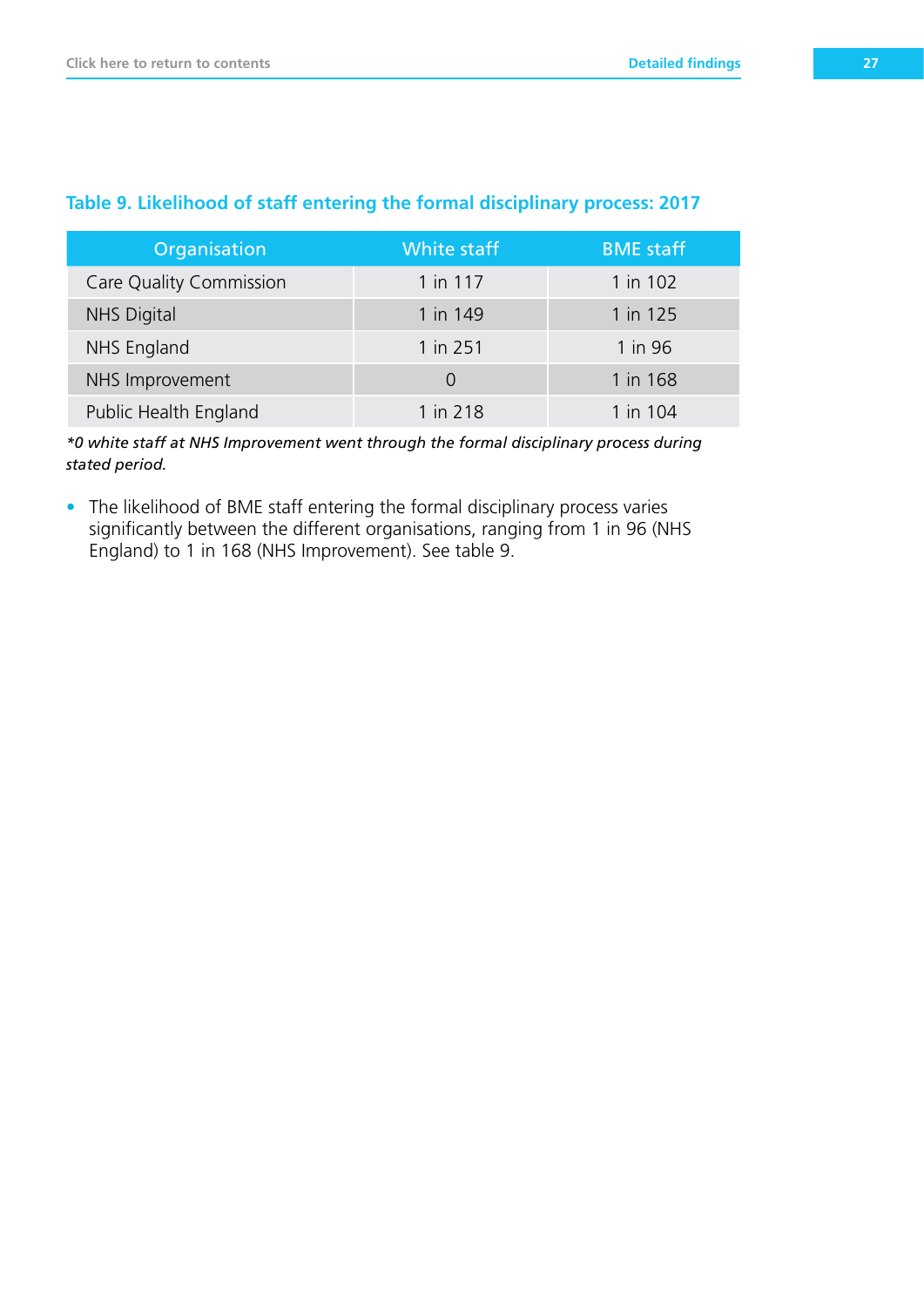### Table 9. Likelihood of staff entering the formal disciplinary process: 2017

| Organisation | White staff | BME staff |
|---|---|---|
| Care Quality Commission | 1 in 117 | 1 in 102 |
| NHS Digital | 1 in 149 | 1 in 125 |
| NHS England | 1 in 251 | 1 in 96 |
| NHS Improvement | 0 | 1 in 168 |
| Public Health England | 1 in 218 | 1 in 104 |

*\*0 white staff at NHS Improvement went through the formal disciplinary process during stated period.*

- The likelihood of BME staff entering the formal disciplinary process varies significantly between the different organisations, ranging from 1 in 96 (NHS England) to 1 in 168 (NHS Improvement). See table 9.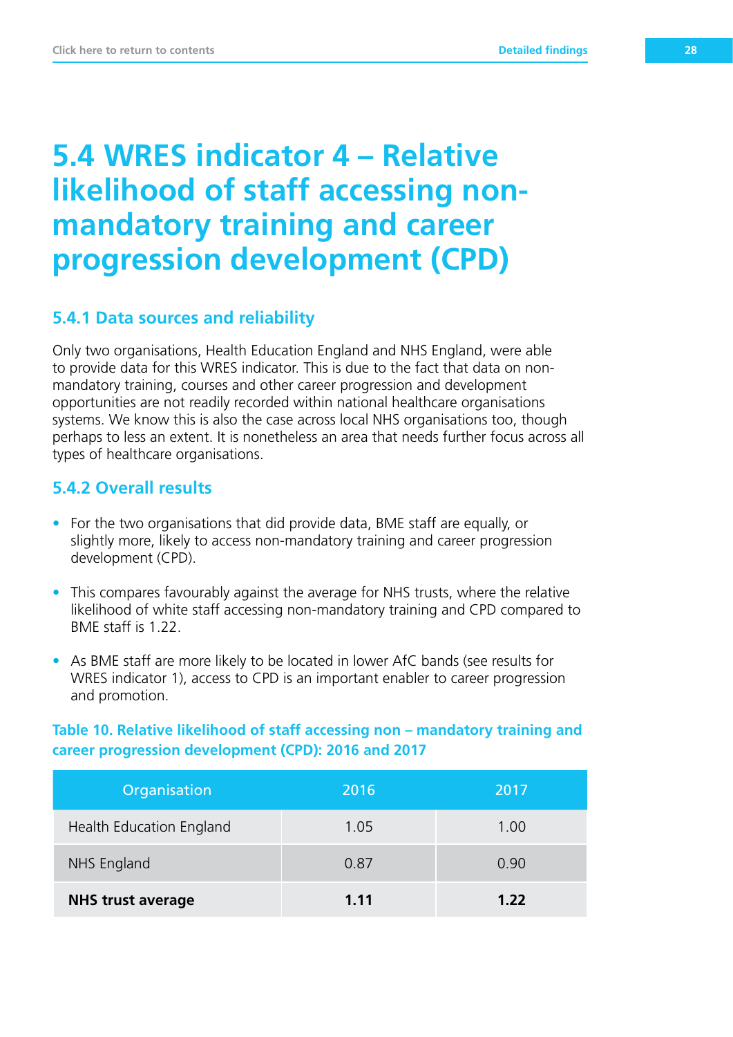## 5.4 WRES indicator 4 – Relative likelihood of staff accessing non-mandatory training and career progression development (CPD)

### 5.4.1 Data sources and reliability

Only two organisations, Health Education England and NHS England, were able to provide data for this WRES indicator. This is due to the fact that data on non-mandatory training, courses and other career progression and development opportunities are not readily recorded within national healthcare organisations systems. We know this is also the case across local NHS organisations too, though perhaps to less an extent. It is nonetheless an area that needs further focus across all types of healthcare organisations.

### 5.4.2 Overall results

- For the two organisations that did provide data, BME staff are equally, or slightly more, likely to access non-mandatory training and career progression development (CPD).
- This compares favourably against the average for NHS trusts, where the relative likelihood of white staff accessing non-mandatory training and CPD compared to BME staff is 1.22.
- As BME staff are more likely to be located in lower AfC bands (see results for WRES indicator 1), access to CPD is an important enabler to career progression and promotion.

**Table 10. Relative likelihood of staff accessing non – mandatory training and career progression development (CPD): 2016 and 2017**

| Organisation | 2016 | 2017 |
|---|---|---|
| Health Education England | 1.05 | 1.00 |
| NHS England | 0.87 | 0.90 |
| **NHS trust average** | **1.11** | **1.22** |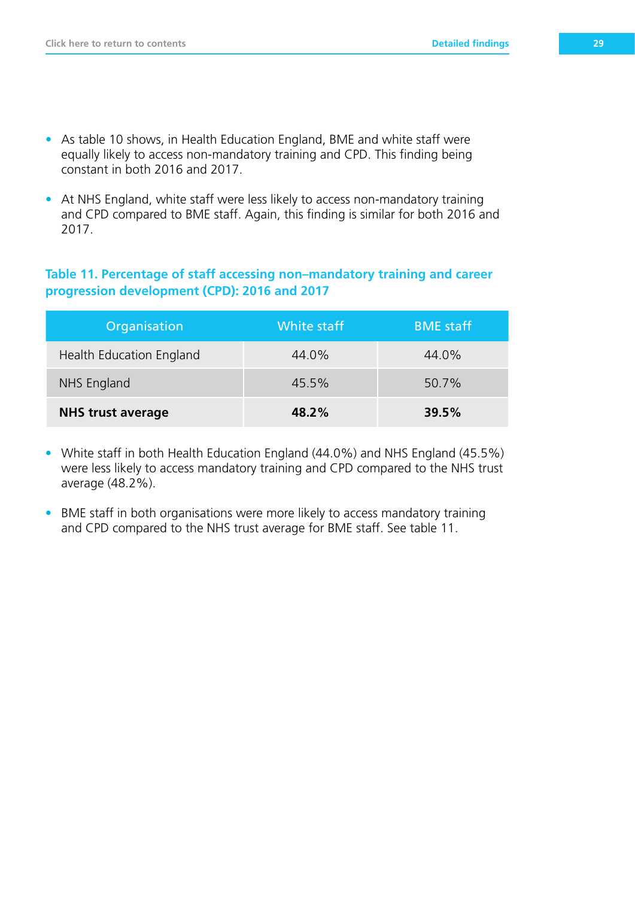- As table 10 shows, in Health Education England, BME and white staff were equally likely to access non-mandatory training and CPD. This finding being constant in both 2016 and 2017.
- At NHS England, white staff were less likely to access non-mandatory training and CPD compared to BME staff. Again, this finding is similar for both 2016 and 2017.

### Table 11. Percentage of staff accessing non–mandatory training and career progression development (CPD): 2016 and 2017

| Organisation | White staff | BME staff |
|---|---|---|
| Health Education England | 44.0% | 44.0% |
| NHS England | 45.5% | 50.7% |
| **NHS trust average** | **48.2%** | **39.5%** |

- White staff in both Health Education England (44.0%) and NHS England (45.5%) were less likely to access mandatory training and CPD compared to the NHS trust average (48.2%).
- BME staff in both organisations were more likely to access mandatory training and CPD compared to the NHS trust average for BME staff. See table 11.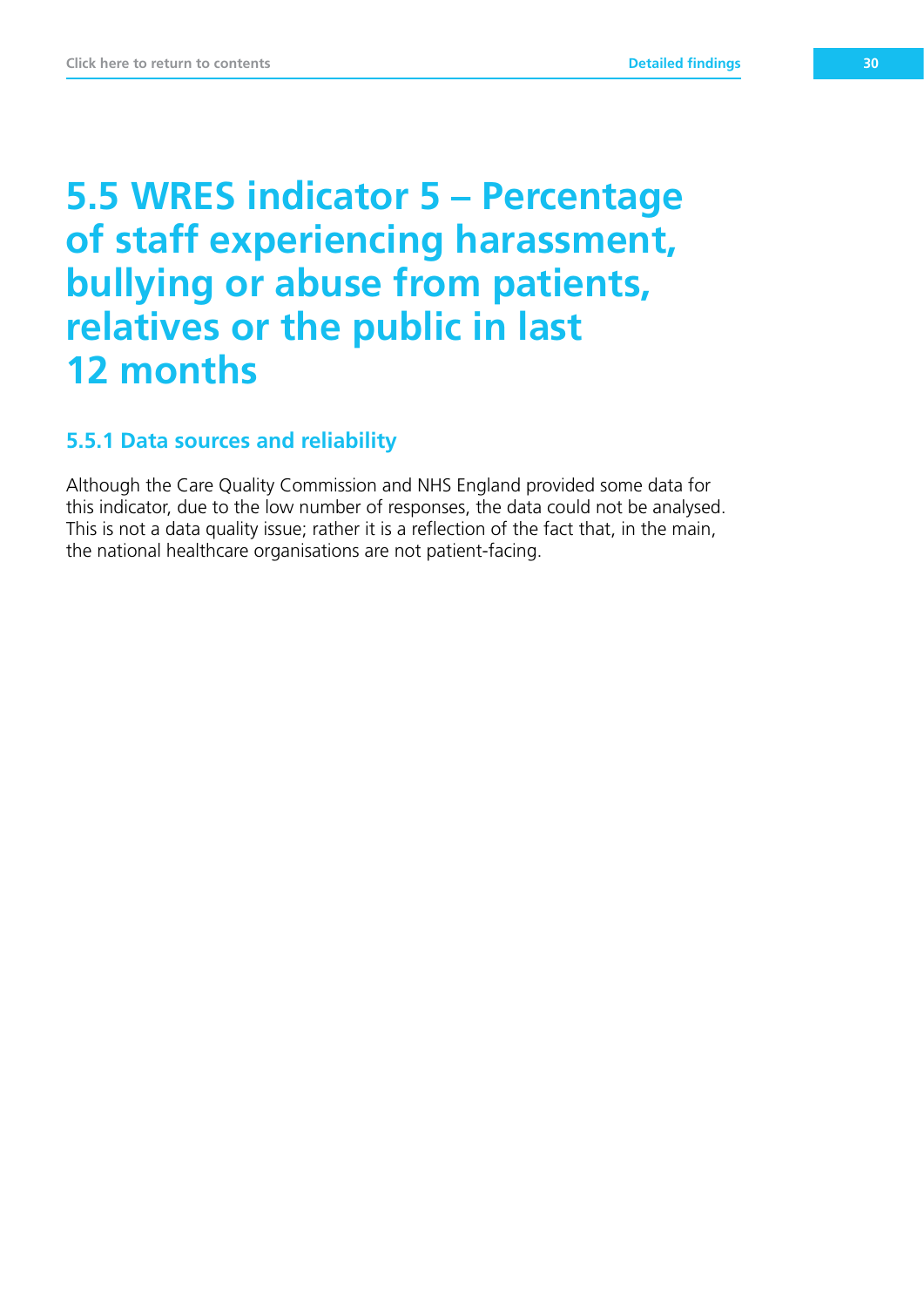## 5.5 WRES indicator 5 – Percentage of staff experiencing harassment, bullying or abuse from patients, relatives or the public in last 12 months

### 5.5.1 Data sources and reliability

Although the Care Quality Commission and NHS England provided some data for this indicator, due to the low number of responses, the data could not be analysed. This is not a data quality issue; rather it is a reflection of the fact that, in the main, the national healthcare organisations are not patient-facing.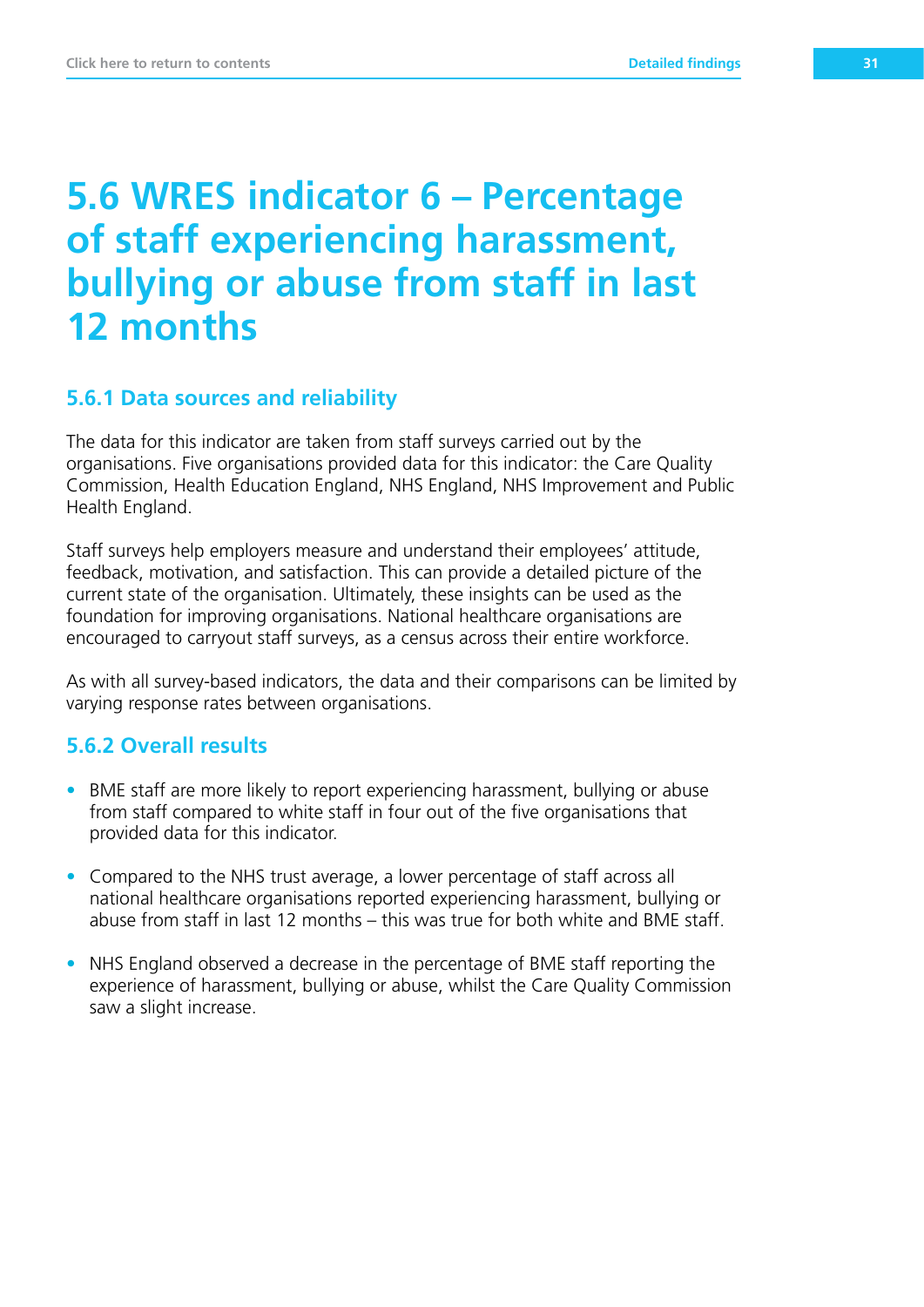# 5.6 WRES indicator 6 – Percentage of staff experiencing harassment, bullying or abuse from staff in last 12 months

## 5.6.1 Data sources and reliability

The data for this indicator are taken from staff surveys carried out by the organisations. Five organisations provided data for this indicator: the Care Quality Commission, Health Education England, NHS England, NHS Improvement and Public Health England.

Staff surveys help employers measure and understand their employees' attitude, feedback, motivation, and satisfaction. This can provide a detailed picture of the current state of the organisation. Ultimately, these insights can be used as the foundation for improving organisations. National healthcare organisations are encouraged to carryout staff surveys, as a census across their entire workforce.

As with all survey-based indicators, the data and their comparisons can be limited by varying response rates between organisations.

## 5.6.2 Overall results

- BME staff are more likely to report experiencing harassment, bullying or abuse from staff compared to white staff in four out of the five organisations that provided data for this indicator.
- Compared to the NHS trust average, a lower percentage of staff across all national healthcare organisations reported experiencing harassment, bullying or abuse from staff in last 12 months – this was true for both white and BME staff.
- NHS England observed a decrease in the percentage of BME staff reporting the experience of harassment, bullying or abuse, whilst the Care Quality Commission saw a slight increase.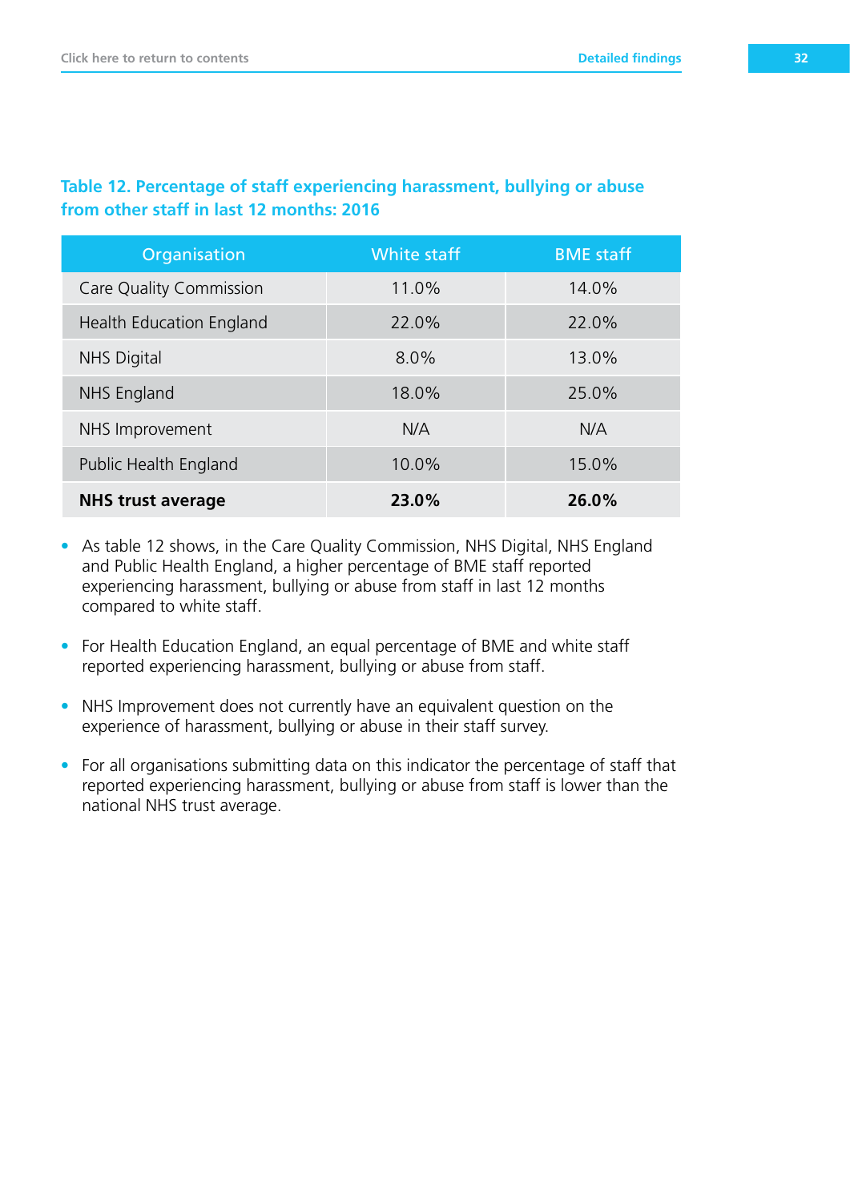### Table 12. Percentage of staff experiencing harassment, bullying or abuse from other staff in last 12 months: 2016

| Organisation | White staff | BME staff |
|---|---|---|
| Care Quality Commission | 11.0% | 14.0% |
| Health Education England | 22.0% | 22.0% |
| NHS Digital | 8.0% | 13.0% |
| NHS England | 18.0% | 25.0% |
| NHS Improvement | N/A | N/A |
| Public Health England | 10.0% | 15.0% |
| **NHS trust average** | **23.0%** | **26.0%** |

- As table 12 shows, in the Care Quality Commission, NHS Digital, NHS England and Public Health England, a higher percentage of BME staff reported experiencing harassment, bullying or abuse from staff in last 12 months compared to white staff.
- For Health Education England, an equal percentage of BME and white staff reported experiencing harassment, bullying or abuse from staff.
- NHS Improvement does not currently have an equivalent question on the experience of harassment, bullying or abuse in their staff survey.
- For all organisations submitting data on this indicator the percentage of staff that reported experiencing harassment, bullying or abuse from staff is lower than the national NHS trust average.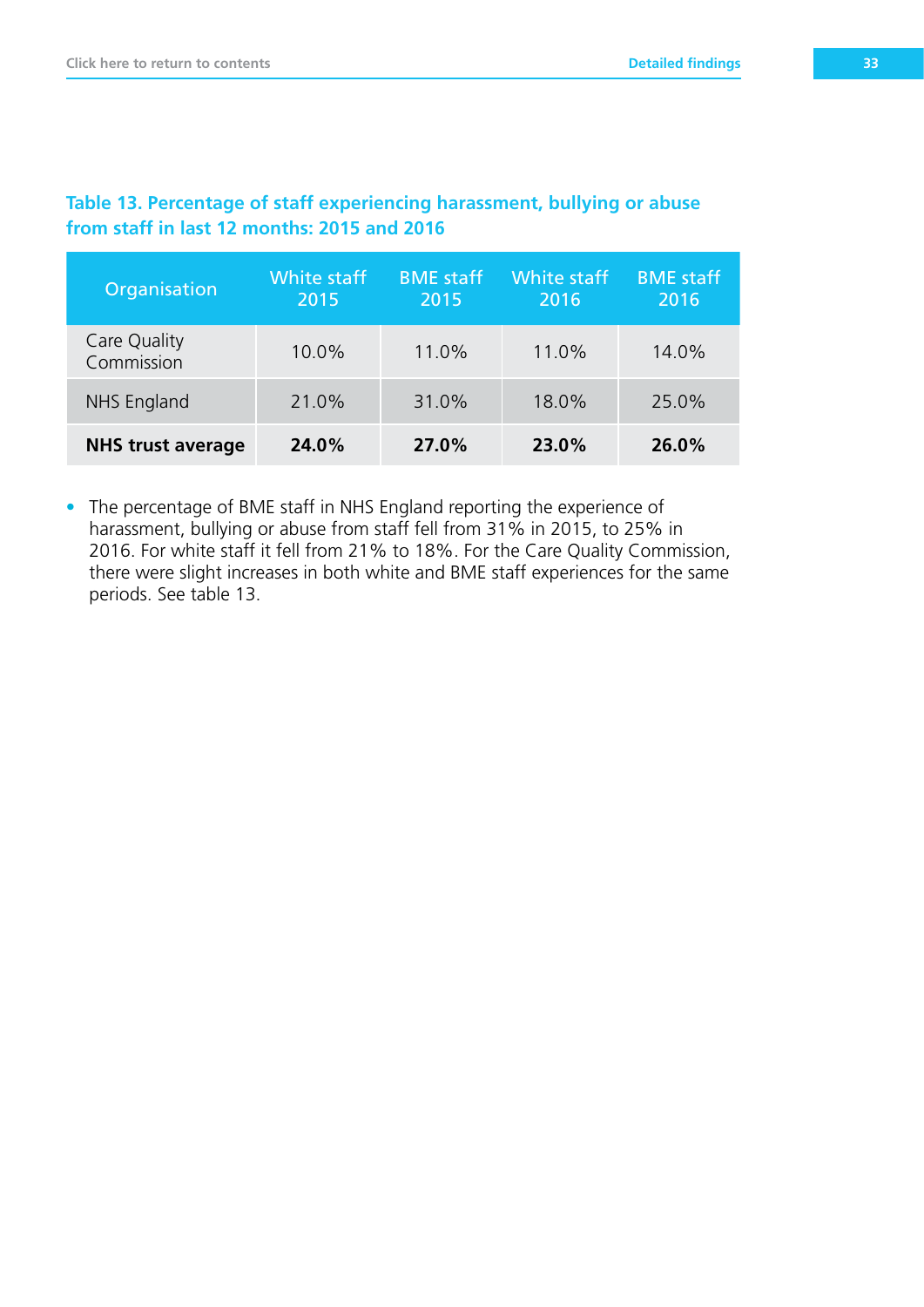**Table 13. Percentage of staff experiencing harassment, bullying or abuse from staff in last 12 months: 2015 and 2016**

| Organisation | White staff 2015 | BME staff 2015 | White staff 2016 | BME staff 2016 |
|---|---|---|---|---|
| Care Quality Commission | 10.0% | 11.0% | 11.0% | 14.0% |
| NHS England | 21.0% | 31.0% | 18.0% | 25.0% |
| **NHS trust average** | **24.0%** | **27.0%** | **23.0%** | **26.0%** |

- The percentage of BME staff in NHS England reporting the experience of harassment, bullying or abuse from staff fell from 31% in 2015, to 25% in 2016. For white staff it fell from 21% to 18%. For the Care Quality Commission, there were slight increases in both white and BME staff experiences for the same periods. See table 13.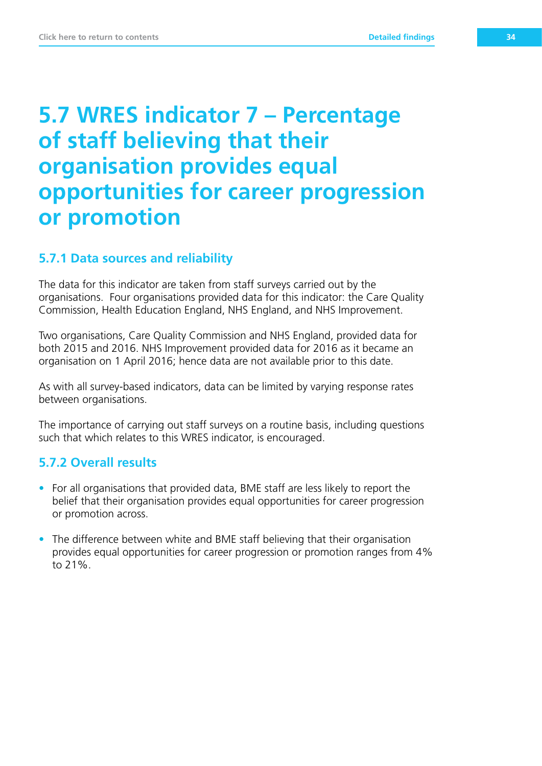# 5.7 WRES indicator 7 – Percentage of staff believing that their organisation provides equal opportunities for career progression or promotion

## 5.7.1 Data sources and reliability

The data for this indicator are taken from staff surveys carried out by the organisations. Four organisations provided data for this indicator: the Care Quality Commission, Health Education England, NHS England, and NHS Improvement.

Two organisations, Care Quality Commission and NHS England, provided data for both 2015 and 2016. NHS Improvement provided data for 2016 as it became an organisation on 1 April 2016; hence data are not available prior to this date.

As with all survey-based indicators, data can be limited by varying response rates between organisations.

The importance of carrying out staff surveys on a routine basis, including questions such that which relates to this WRES indicator, is encouraged.

## 5.7.2 Overall results

- For all organisations that provided data, BME staff are less likely to report the belief that their organisation provides equal opportunities for career progression or promotion across.
- The difference between white and BME staff believing that their organisation provides equal opportunities for career progression or promotion ranges from 4% to 21%.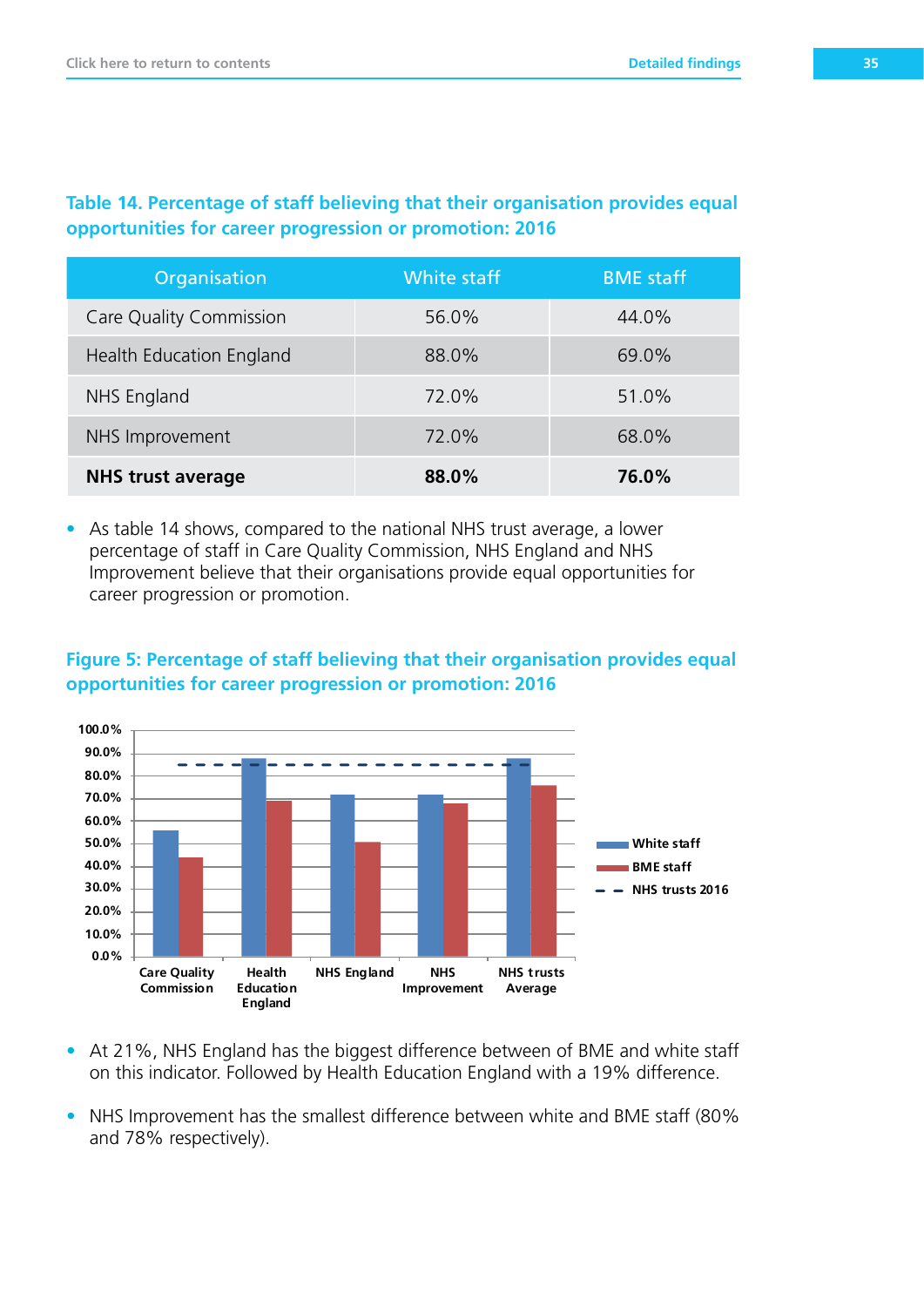### Table 14. Percentage of staff believing that their organisation provides equal opportunities for career progression or promotion: 2016

| Organisation | White staff | BME staff |
|---|---|---|
| Care Quality Commission | 56.0% | 44.0% |
| Health Education England | 88.0% | 69.0% |
| NHS England | 72.0% | 51.0% |
| NHS Improvement | 72.0% | 68.0% |
| **NHS trust average** | **88.0%** | **76.0%** |

- As table 14 shows, compared to the national NHS trust average, a lower percentage of staff in Care Quality Commission, NHS England and NHS Improvement believe that their organisations provide equal opportunities for career progression or promotion.

### Figure 5: Percentage of staff believing that their organisation provides equal opportunities for career progression or promotion: 2016

- At 21%, NHS England has the biggest difference between of BME and white staff on this indicator. Followed by Health Education England with a 19% difference.
- NHS Improvement has the smallest difference between white and BME staff (80% and 78% respectively).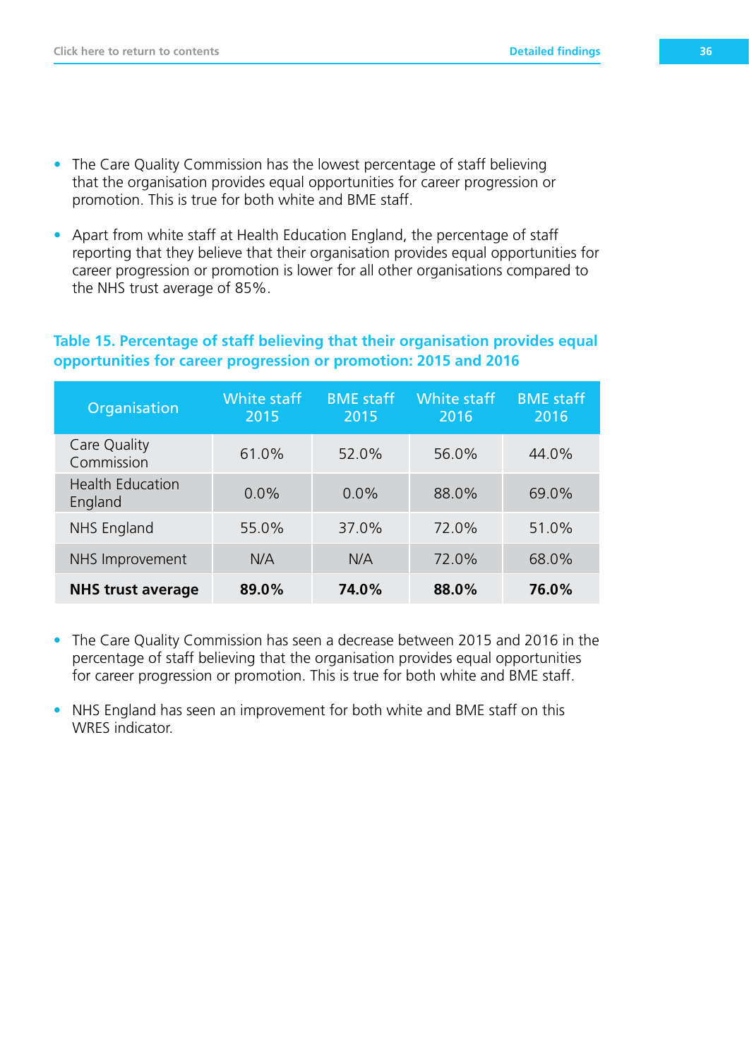- The Care Quality Commission has the lowest percentage of staff believing that the organisation provides equal opportunities for career progression or promotion. This is true for both white and BME staff.

- Apart from white staff at Health Education England, the percentage of staff reporting that they believe that their organisation provides equal opportunities for career progression or promotion is lower for all other organisations compared to the NHS trust average of 85%.

### Table 15. Percentage of staff believing that their organisation provides equal opportunities for career progression or promotion: 2015 and 2016

| Organisation | White staff 2015 | BME staff 2015 | White staff 2016 | BME staff 2016 |
|---|---|---|---|---|
| Care Quality Commission | 61.0% | 52.0% | 56.0% | 44.0% |
| Health Education England | 0.0% | 0.0% | 88.0% | 69.0% |
| NHS England | 55.0% | 37.0% | 72.0% | 51.0% |
| NHS Improvement | N/A | N/A | 72.0% | 68.0% |
| **NHS trust average** | **89.0%** | **74.0%** | **88.0%** | **76.0%** |

- The Care Quality Commission has seen a decrease between 2015 and 2016 in the percentage of staff believing that the organisation provides equal opportunities for career progression or promotion. This is true for both white and BME staff.

- NHS England has seen an improvement for both white and BME staff on this WRES indicator.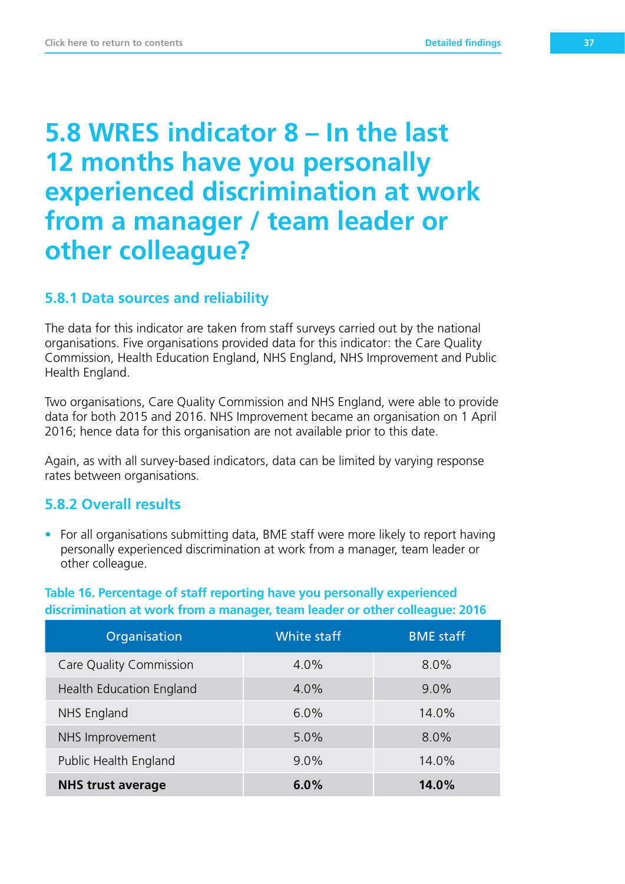# 5.8 WRES indicator 8 – In the last 12 months have you personally experienced discrimination at work from a manager / team leader or other colleague?

## 5.8.1 Data sources and reliability

The data for this indicator are taken from staff surveys carried out by the national organisations. Five organisations provided data for this indicator: the Care Quality Commission, Health Education England, NHS England, NHS Improvement and Public Health England.

Two organisations, Care Quality Commission and NHS England, were able to provide data for both 2015 and 2016. NHS Improvement became an organisation on 1 April 2016; hence data for this organisation are not available prior to this date.

Again, as with all survey-based indicators, data can be limited by varying response rates between organisations.

## 5.8.2 Overall results

- For all organisations submitting data, BME staff were more likely to report having personally experienced discrimination at work from a manager, team leader or other colleague.

**Table 16. Percentage of staff reporting have you personally experienced discrimination at work from a manager, team leader or other colleague: 2016**

| Organisation | White staff | BME staff |
|---|---|---|
| Care Quality Commission | 4.0% | 8.0% |
| Health Education England | 4.0% | 9.0% |
| NHS England | 6.0% | 14.0% |
| NHS Improvement | 5.0% | 8.0% |
| Public Health England | 9.0% | 14.0% |
| **NHS trust average** | **6.0%** | **14.0%** |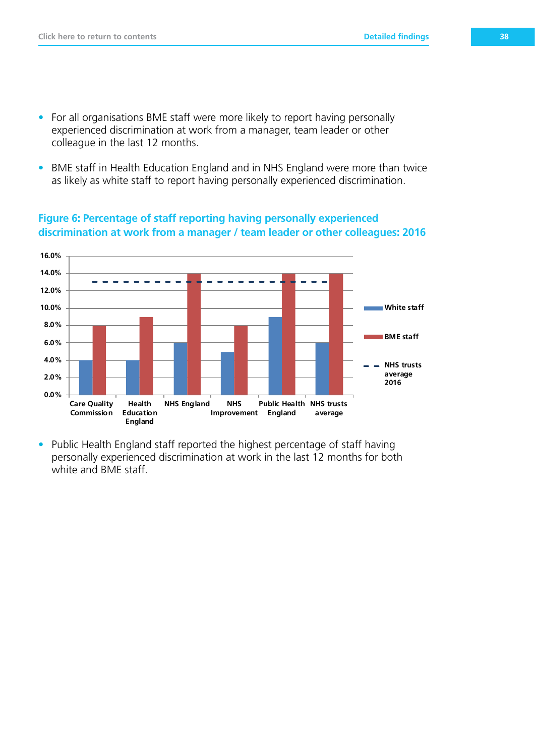- For all organisations BME staff were more likely to report having personally experienced discrimination at work from a manager, team leader or other colleague in the last 12 months.

- BME staff in Health Education England and in NHS England were more than twice as likely as white staff to report having personally experienced discrimination.

### Figure 6: Percentage of staff reporting having personally experienced discrimination at work from a manager / team leader or other colleagues: 2016

- Public Health England staff reported the highest percentage of staff having personally experienced discrimination at work in the last 12 months for both white and BME staff.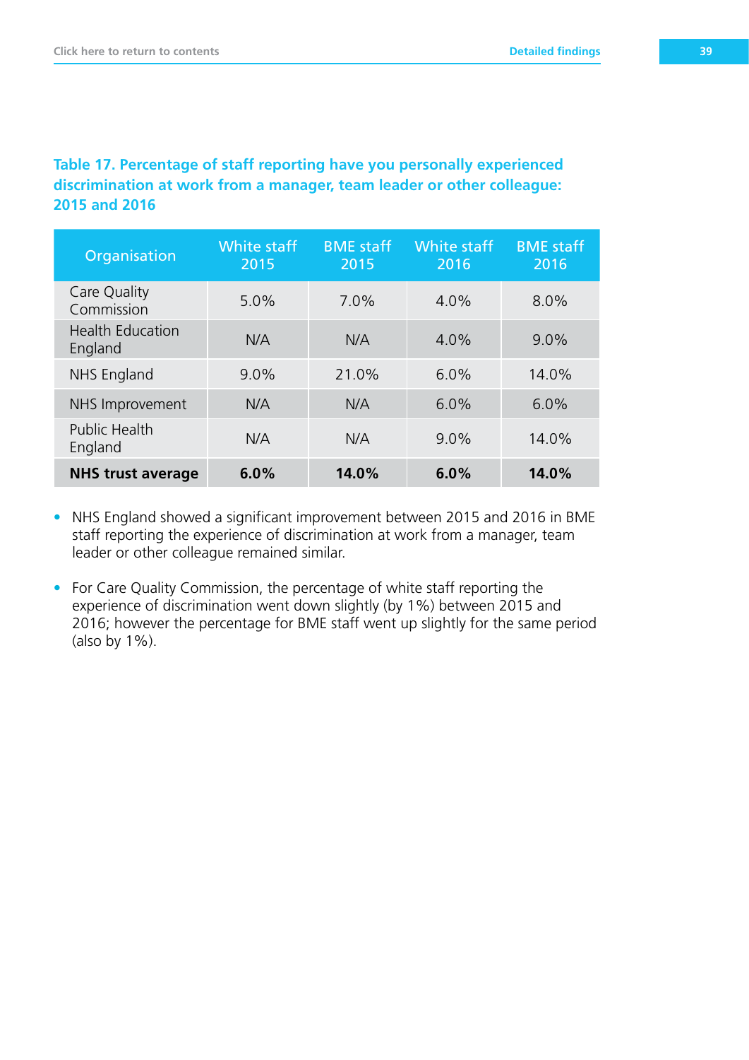**Table 17. Percentage of staff reporting have you personally experienced discrimination at work from a manager, team leader or other colleague: 2015 and 2016**

| Organisation | White staff 2015 | BME staff 2015 | White staff 2016 | BME staff 2016 |
|---|---|---|---|---|
| Care Quality Commission | 5.0% | 7.0% | 4.0% | 8.0% |
| Health Education England | N/A | N/A | 4.0% | 9.0% |
| NHS England | 9.0% | 21.0% | 6.0% | 14.0% |
| NHS Improvement | N/A | N/A | 6.0% | 6.0% |
| Public Health England | N/A | N/A | 9.0% | 14.0% |
| **NHS trust average** | **6.0%** | **14.0%** | **6.0%** | **14.0%** |

- NHS England showed a significant improvement between 2015 and 2016 in BME staff reporting the experience of discrimination at work from a manager, team leader or other colleague remained similar.
- For Care Quality Commission, the percentage of white staff reporting the experience of discrimination went down slightly (by 1%) between 2015 and 2016; however the percentage for BME staff went up slightly for the same period (also by 1%).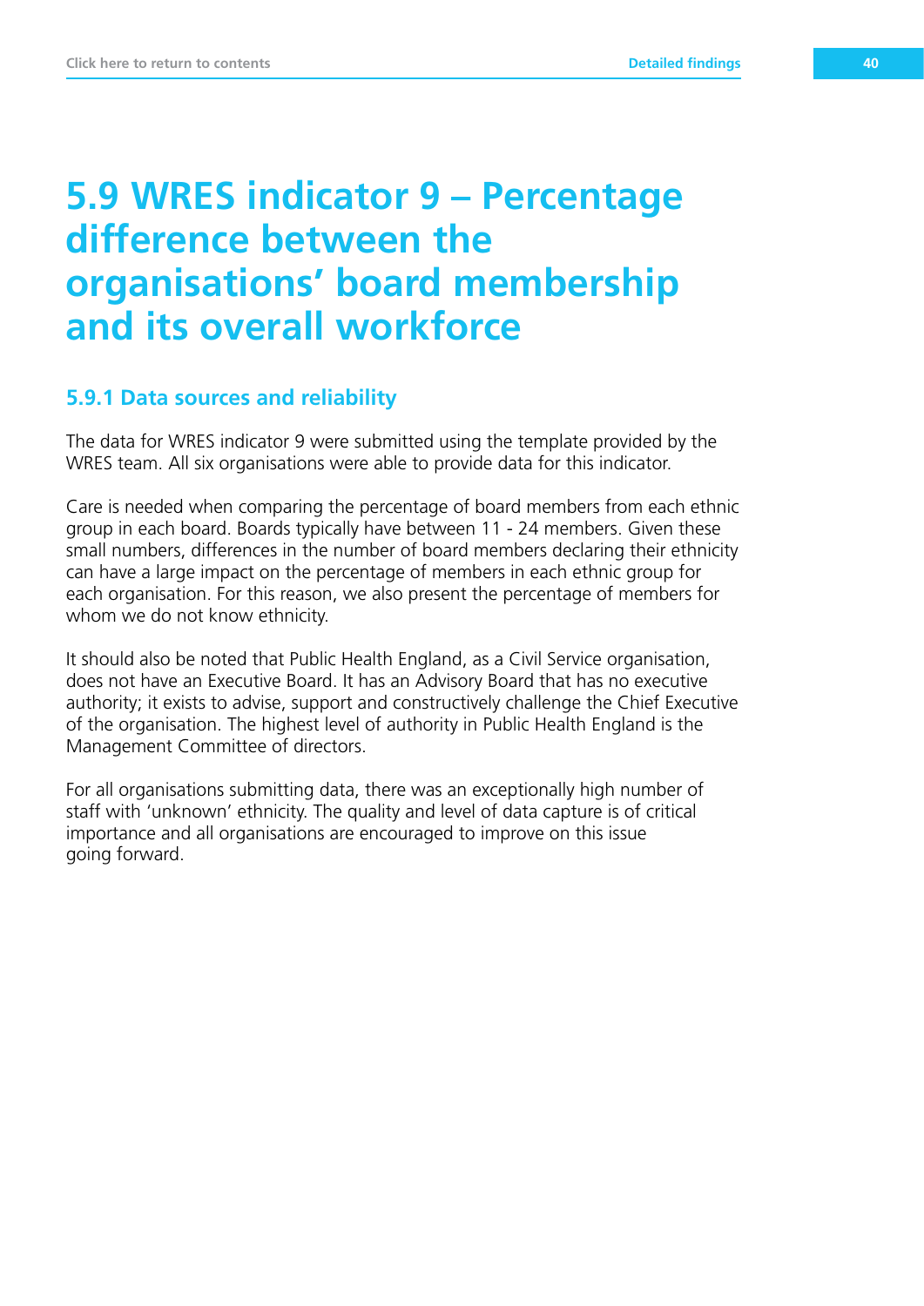# 5.9 WRES indicator 9 – Percentage difference between the organisations' board membership and its overall workforce

## 5.9.1 Data sources and reliability

The data for WRES indicator 9 were submitted using the template provided by the WRES team. All six organisations were able to provide data for this indicator.

Care is needed when comparing the percentage of board members from each ethnic group in each board. Boards typically have between 11 - 24 members. Given these small numbers, differences in the number of board members declaring their ethnicity can have a large impact on the percentage of members in each ethnic group for each organisation. For this reason, we also present the percentage of members for whom we do not know ethnicity.

It should also be noted that Public Health England, as a Civil Service organisation, does not have an Executive Board. It has an Advisory Board that has no executive authority; it exists to advise, support and constructively challenge the Chief Executive of the organisation. The highest level of authority in Public Health England is the Management Committee of directors.

For all organisations submitting data, there was an exceptionally high number of staff with 'unknown' ethnicity. The quality and level of data capture is of critical importance and all organisations are encouraged to improve on this issue going forward.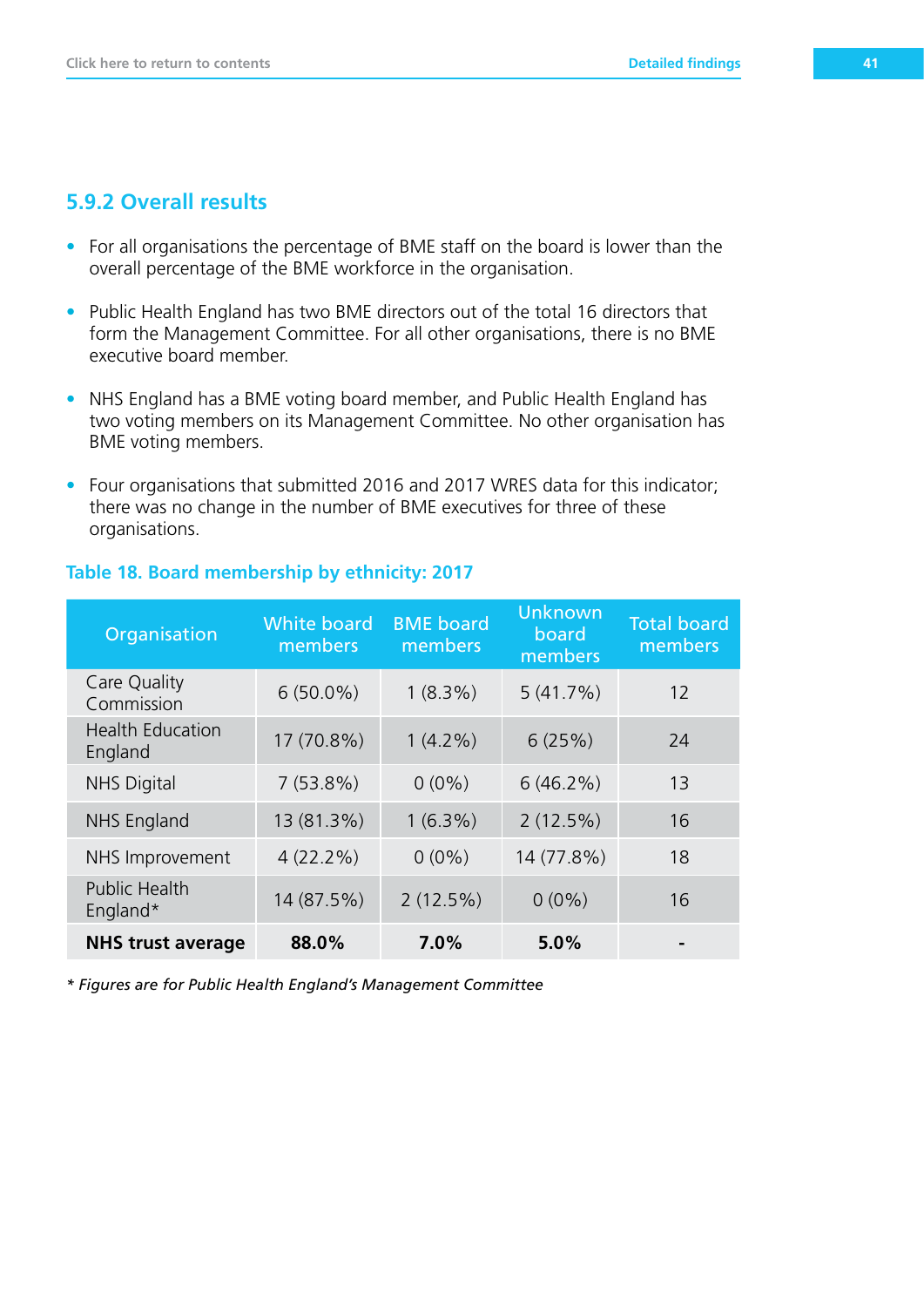### 5.9.2 Overall results

- For all organisations the percentage of BME staff on the board is lower than the overall percentage of the BME workforce in the organisation.
- Public Health England has two BME directors out of the total 16 directors that form the Management Committee. For all other organisations, there is no BME executive board member.
- NHS England has a BME voting board member, and Public Health England has two voting members on its Management Committee. No other organisation has BME voting members.
- Four organisations that submitted 2016 and 2017 WRES data for this indicator; there was no change in the number of BME executives for three of these organisations.

**Table 18. Board membership by ethnicity: 2017**

| Organisation | White board members | BME board members | Unknown board members | Total board members |
|---|---|---|---|---|
| Care Quality Commission | 6 (50.0%) | 1 (8.3%) | 5 (41.7%) | 12 |
| Health Education England | 17 (70.8%) | 1 (4.2%) | 6 (25%) | 24 |
| NHS Digital | 7 (53.8%) | 0 (0%) | 6 (46.2%) | 13 |
| NHS England | 13 (81.3%) | 1 (6.3%) | 2 (12.5%) | 16 |
| NHS Improvement | 4 (22.2%) | 0 (0%) | 14 (77.8%) | 18 |
| Public Health England* | 14 (87.5%) | 2 (12.5%) | 0 (0%) | 16 |
| **NHS trust average** | **88.0%** | **7.0%** | **5.0%** | **-** |

*\* Figures are for Public Health England's Management Committee*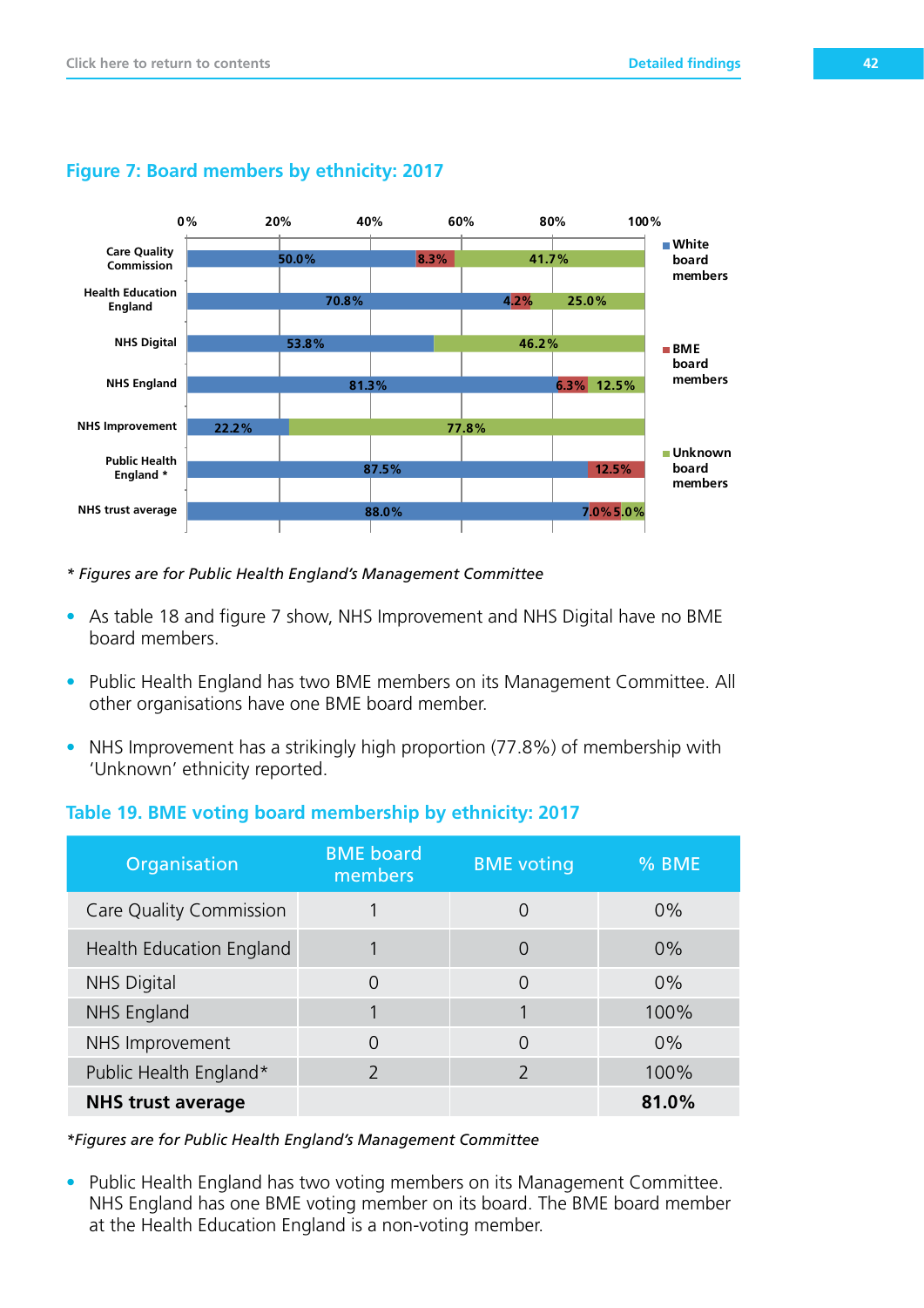## Figure 7: Board members by ethnicity: 2017

| Organisation | White board members | BME board members | Unknown board members |
|---|---|---|---|
| Care Quality Commission | 50.0% | 8.3% | 41.7% |
| Health Education England | 70.8% | 4.2% | 25.0% |
| NHS Digital | 53.8% | | 46.2% |
| NHS England | 81.3% | 6.3% | 12.5% |
| NHS Improvement | 22.2% | | 77.8% |
| Public Health England * | 87.5% | 12.5% | |
| NHS trust average | 88.0% | 7.0% | 5.0% |

*\* Figures are for Public Health England's Management Committee*

- As table 18 and figure 7 show, NHS Improvement and NHS Digital have no BME board members.
- Public Health England has two BME members on its Management Committee. All other organisations have one BME board member.
- NHS Improvement has a strikingly high proportion (77.8%) of membership with 'Unknown' ethnicity reported.

## Table 19. BME voting board membership by ethnicity: 2017

| Organisation | BME board members | BME voting | % BME |
|---|---|---|---|
| Care Quality Commission | 1 | 0 | 0% |
| Health Education England | 1 | 0 | 0% |
| NHS Digital | 0 | 0 | 0% |
| NHS England | 1 | 1 | 100% |
| NHS Improvement | 0 | 0 | 0% |
| Public Health England* | 2 | 2 | 100% |
| **NHS trust average** | | | **81.0%** |

*\*Figures are for Public Health England's Management Committee*

- Public Health England has two voting members on its Management Committee. NHS England has one BME voting member on its board. The BME board member at the Health Education England is a non-voting member.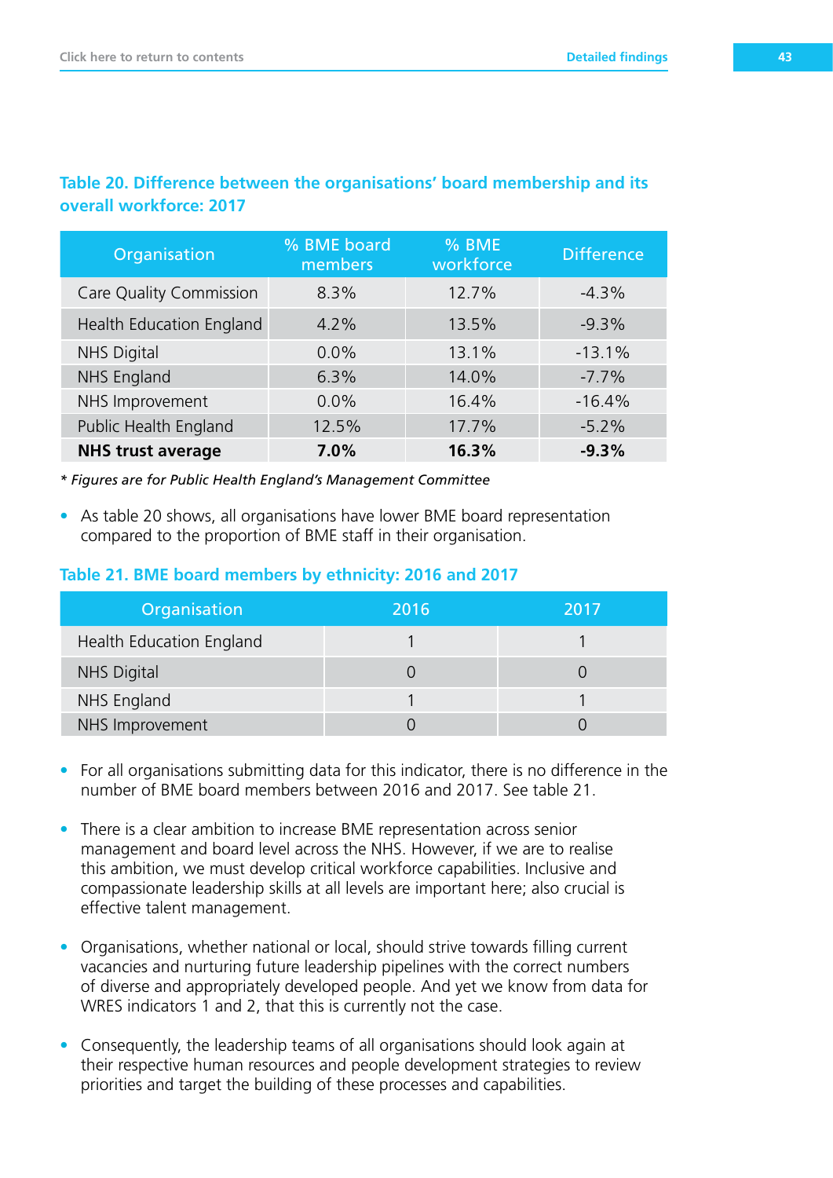### Table 20. Difference between the organisations' board membership and its overall workforce: 2017

| Organisation | % BME board members | % BME workforce | Difference |
|---|---|---|---|
| Care Quality Commission | 8.3% | 12.7% | -4.3% |
| Health Education England | 4.2% | 13.5% | -9.3% |
| NHS Digital | 0.0% | 13.1% | -13.1% |
| NHS England | 6.3% | 14.0% | -7.7% |
| NHS Improvement | 0.0% | 16.4% | -16.4% |
| Public Health England | 12.5% | 17.7% | -5.2% |
| **NHS trust average** | **7.0%** | **16.3%** | **-9.3%** |

*\* Figures are for Public Health England's Management Committee*

- As table 20 shows, all organisations have lower BME board representation compared to the proportion of BME staff in their organisation.

### Table 21. BME board members by ethnicity: 2016 and 2017

| Organisation | 2016 | 2017 |
|---|---|---|
| Health Education England | 1 | 1 |
| NHS Digital | 0 | 0 |
| NHS England | 1 | 1 |
| NHS Improvement | 0 | 0 |

- For all organisations submitting data for this indicator, there is no difference in the number of BME board members between 2016 and 2017. See table 21.

- There is a clear ambition to increase BME representation across senior management and board level across the NHS. However, if we are to realise this ambition, we must develop critical workforce capabilities. Inclusive and compassionate leadership skills at all levels are important here; also crucial is effective talent management.

- Organisations, whether national or local, should strive towards filling current vacancies and nurturing future leadership pipelines with the correct numbers of diverse and appropriately developed people. And yet we know from data for WRES indicators 1 and 2, that this is currently not the case.

- Consequently, the leadership teams of all organisations should look again at their respective human resources and people development strategies to review priorities and target the building of these processes and capabilities.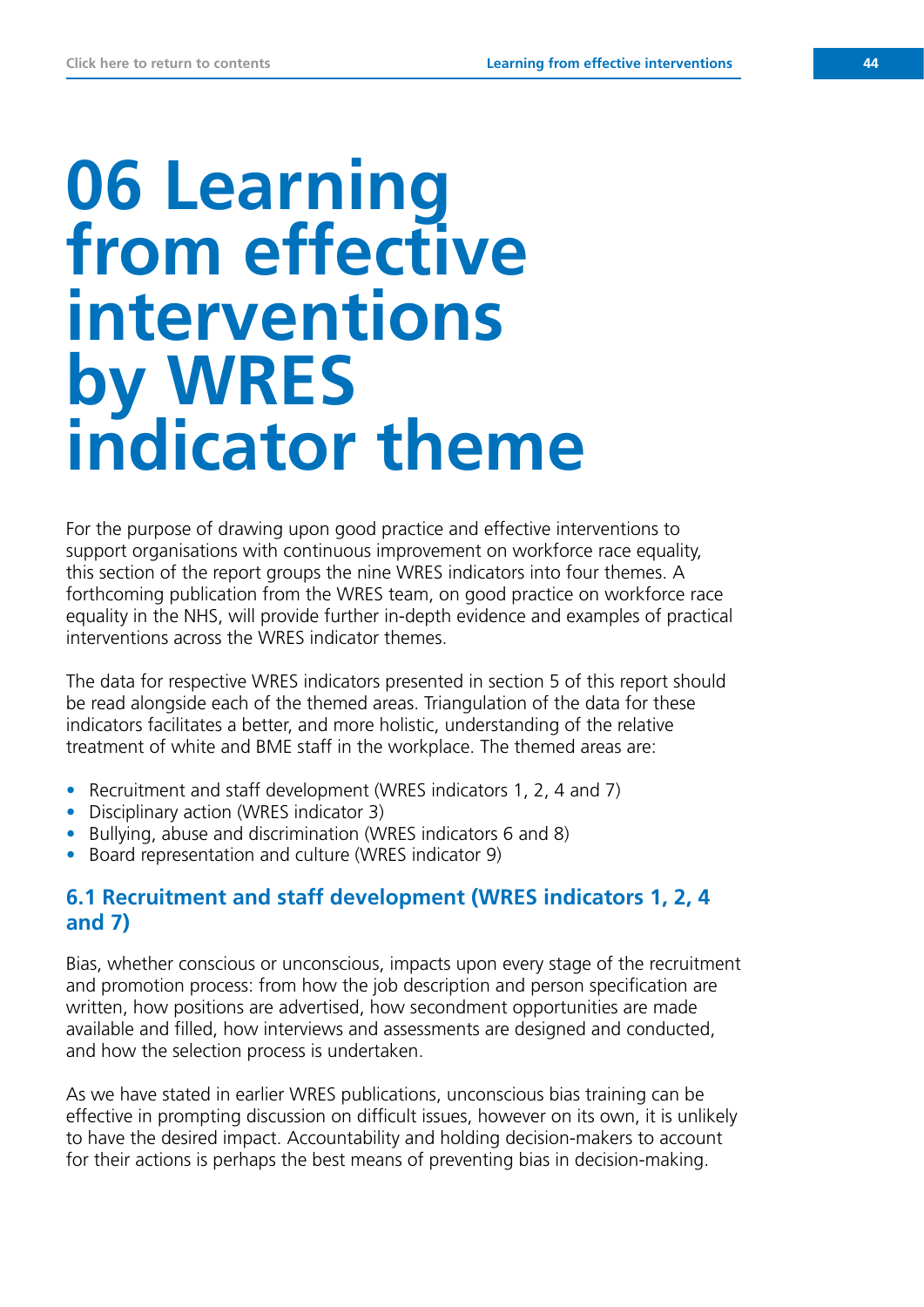# 06 Learning from effective interventions by WRES indicator theme

For the purpose of drawing upon good practice and effective interventions to support organisations with continuous improvement on workforce race equality, this section of the report groups the nine WRES indicators into four themes. A forthcoming publication from the WRES team, on good practice on workforce race equality in the NHS, will provide further in-depth evidence and examples of practical interventions across the WRES indicator themes.

The data for respective WRES indicators presented in section 5 of this report should be read alongside each of the themed areas. Triangulation of the data for these indicators facilitates a better, and more holistic, understanding of the relative treatment of white and BME staff in the workplace. The themed areas are:

- Recruitment and staff development (WRES indicators 1, 2, 4 and 7)
- Disciplinary action (WRES indicator 3)
- Bullying, abuse and discrimination (WRES indicators 6 and 8)
- Board representation and culture (WRES indicator 9)

## 6.1 Recruitment and staff development (WRES indicators 1, 2, 4 and 7)

Bias, whether conscious or unconscious, impacts upon every stage of the recruitment and promotion process: from how the job description and person specification are written, how positions are advertised, how secondment opportunities are made available and filled, how interviews and assessments are designed and conducted, and how the selection process is undertaken.

As we have stated in earlier WRES publications, unconscious bias training can be effective in prompting discussion on difficult issues, however on its own, it is unlikely to have the desired impact. Accountability and holding decision-makers to account for their actions is perhaps the best means of preventing bias in decision-making.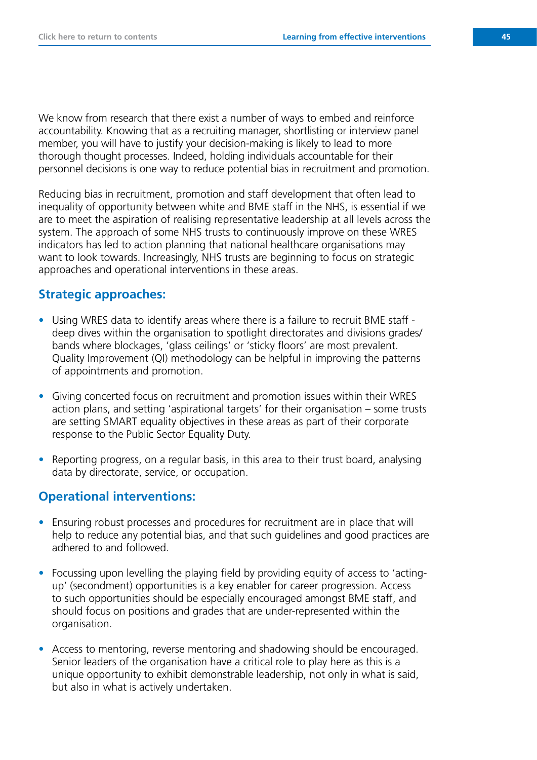We know from research that there exist a number of ways to embed and reinforce accountability. Knowing that as a recruiting manager, shortlisting or interview panel member, you will have to justify your decision-making is likely to lead to more thorough thought processes. Indeed, holding individuals accountable for their personnel decisions is one way to reduce potential bias in recruitment and promotion.

Reducing bias in recruitment, promotion and staff development that often lead to inequality of opportunity between white and BME staff in the NHS, is essential if we are to meet the aspiration of realising representative leadership at all levels across the system. The approach of some NHS trusts to continuously improve on these WRES indicators has led to action planning that national healthcare organisations may want to look towards. Increasingly, NHS trusts are beginning to focus on strategic approaches and operational interventions in these areas.

## Strategic approaches:

- Using WRES data to identify areas where there is a failure to recruit BME staff - deep dives within the organisation to spotlight directorates and divisions grades/ bands where blockages, 'glass ceilings' or 'sticky floors' are most prevalent. Quality Improvement (QI) methodology can be helpful in improving the patterns of appointments and promotion.
- Giving concerted focus on recruitment and promotion issues within their WRES action plans, and setting 'aspirational targets' for their organisation – some trusts are setting SMART equality objectives in these areas as part of their corporate response to the Public Sector Equality Duty.
- Reporting progress, on a regular basis, in this area to their trust board, analysing data by directorate, service, or occupation.

## Operational interventions:

- Ensuring robust processes and procedures for recruitment are in place that will help to reduce any potential bias, and that such guidelines and good practices are adhered to and followed.
- Focussing upon levelling the playing field by providing equity of access to 'acting-up' (secondment) opportunities is a key enabler for career progression. Access to such opportunities should be especially encouraged amongst BME staff, and should focus on positions and grades that are under-represented within the organisation.
- Access to mentoring, reverse mentoring and shadowing should be encouraged. Senior leaders of the organisation have a critical role to play here as this is a unique opportunity to exhibit demonstrable leadership, not only in what is said, but also in what is actively undertaken.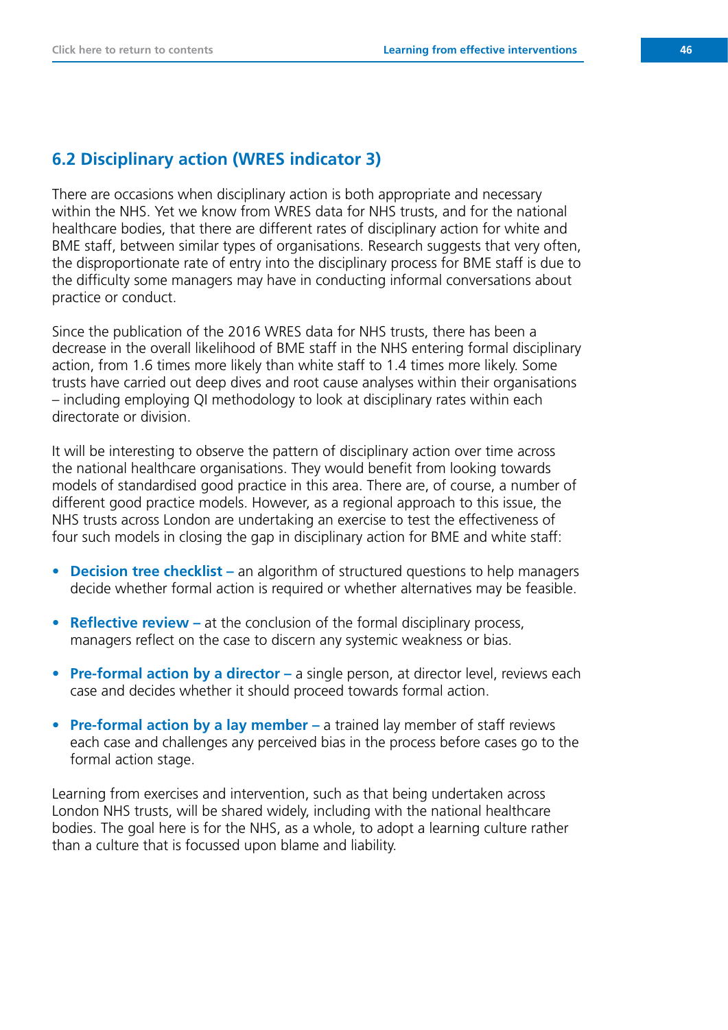## 6.2 Disciplinary action (WRES indicator 3)

There are occasions when disciplinary action is both appropriate and necessary within the NHS. Yet we know from WRES data for NHS trusts, and for the national healthcare bodies, that there are different rates of disciplinary action for white and BME staff, between similar types of organisations. Research suggests that very often, the disproportionate rate of entry into the disciplinary process for BME staff is due to the difficulty some managers may have in conducting informal conversations about practice or conduct.

Since the publication of the 2016 WRES data for NHS trusts, there has been a decrease in the overall likelihood of BME staff in the NHS entering formal disciplinary action, from 1.6 times more likely than white staff to 1.4 times more likely. Some trusts have carried out deep dives and root cause analyses within their organisations – including employing QI methodology to look at disciplinary rates within each directorate or division.

It will be interesting to observe the pattern of disciplinary action over time across the national healthcare organisations. They would benefit from looking towards models of standardised good practice in this area. There are, of course, a number of different good practice models. However, as a regional approach to this issue, the NHS trusts across London are undertaking an exercise to test the effectiveness of four such models in closing the gap in disciplinary action for BME and white staff:

- **Decision tree checklist –** an algorithm of structured questions to help managers decide whether formal action is required or whether alternatives may be feasible.
- **Reflective review –** at the conclusion of the formal disciplinary process, managers reflect on the case to discern any systemic weakness or bias.
- **Pre-formal action by a director –** a single person, at director level, reviews each case and decides whether it should proceed towards formal action.
- **Pre-formal action by a lay member –** a trained lay member of staff reviews each case and challenges any perceived bias in the process before cases go to the formal action stage.

Learning from exercises and intervention, such as that being undertaken across London NHS trusts, will be shared widely, including with the national healthcare bodies. The goal here is for the NHS, as a whole, to adopt a learning culture rather than a culture that is focussed upon blame and liability.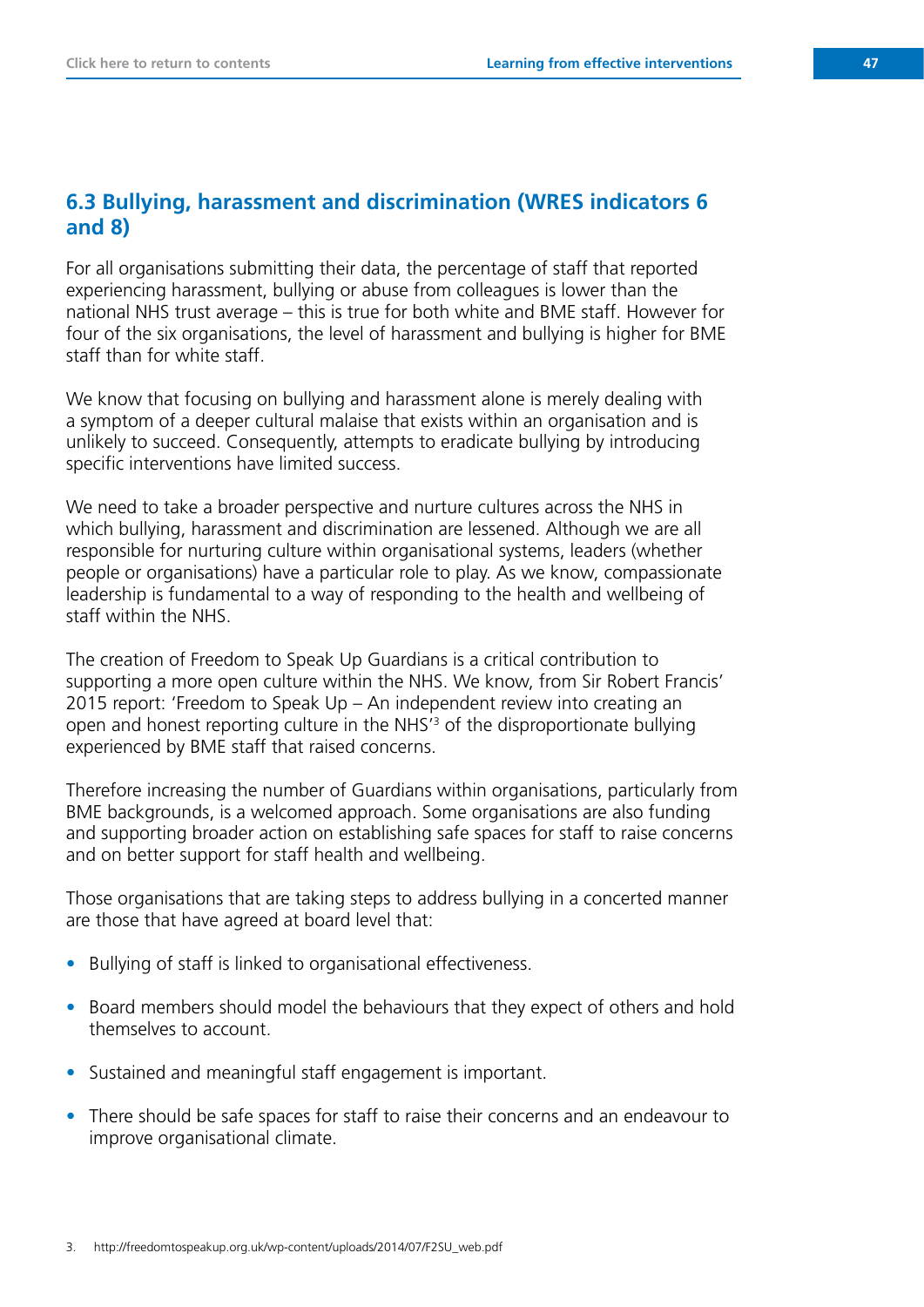## 6.3 Bullying, harassment and discrimination (WRES indicators 6 and 8)

For all organisations submitting their data, the percentage of staff that reported experiencing harassment, bullying or abuse from colleagues is lower than the national NHS trust average – this is true for both white and BME staff. However for four of the six organisations, the level of harassment and bullying is higher for BME staff than for white staff.

We know that focusing on bullying and harassment alone is merely dealing with a symptom of a deeper cultural malaise that exists within an organisation and is unlikely to succeed. Consequently, attempts to eradicate bullying by introducing specific interventions have limited success.

We need to take a broader perspective and nurture cultures across the NHS in which bullying, harassment and discrimination are lessened. Although we are all responsible for nurturing culture within organisational systems, leaders (whether people or organisations) have a particular role to play. As we know, compassionate leadership is fundamental to a way of responding to the health and wellbeing of staff within the NHS.

The creation of Freedom to Speak Up Guardians is a critical contribution to supporting a more open culture within the NHS. We know, from Sir Robert Francis' 2015 report: 'Freedom to Speak Up – An independent review into creating an open and honest reporting culture in the NHS'[3] of the disproportionate bullying experienced by BME staff that raised concerns.

Therefore increasing the number of Guardians within organisations, particularly from BME backgrounds, is a welcomed approach. Some organisations are also funding and supporting broader action on establishing safe spaces for staff to raise concerns and on better support for staff health and wellbeing.

Those organisations that are taking steps to address bullying in a concerted manner are those that have agreed at board level that:

- Bullying of staff is linked to organisational effectiveness.
- Board members should model the behaviours that they expect of others and hold themselves to account.
- Sustained and meaningful staff engagement is important.
- There should be safe spaces for staff to raise their concerns and an endeavour to improve organisational climate.

3. http://freedomtospeakup.org.uk/wp-content/uploads/2014/07/F2SU_web.pdf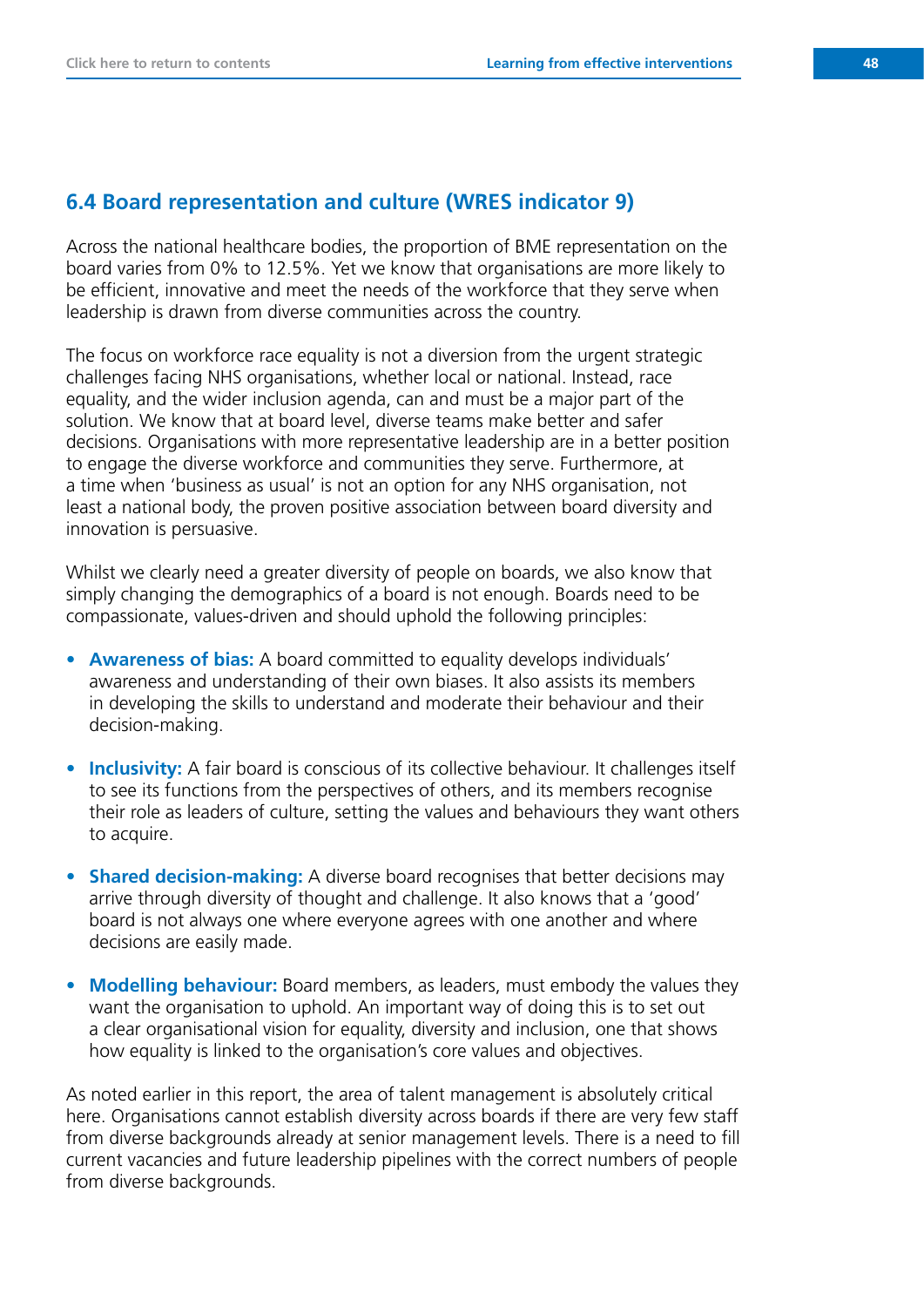## 6.4 Board representation and culture (WRES indicator 9)

Across the national healthcare bodies, the proportion of BME representation on the board varies from 0% to 12.5%. Yet we know that organisations are more likely to be efficient, innovative and meet the needs of the workforce that they serve when leadership is drawn from diverse communities across the country.

The focus on workforce race equality is not a diversion from the urgent strategic challenges facing NHS organisations, whether local or national. Instead, race equality, and the wider inclusion agenda, can and must be a major part of the solution. We know that at board level, diverse teams make better and safer decisions. Organisations with more representative leadership are in a better position to engage the diverse workforce and communities they serve. Furthermore, at a time when 'business as usual' is not an option for any NHS organisation, not least a national body, the proven positive association between board diversity and innovation is persuasive.

Whilst we clearly need a greater diversity of people on boards, we also know that simply changing the demographics of a board is not enough. Boards need to be compassionate, values-driven and should uphold the following principles:

- **Awareness of bias:** A board committed to equality develops individuals' awareness and understanding of their own biases. It also assists its members in developing the skills to understand and moderate their behaviour and their decision-making.
- **Inclusivity:** A fair board is conscious of its collective behaviour. It challenges itself to see its functions from the perspectives of others, and its members recognise their role as leaders of culture, setting the values and behaviours they want others to acquire.
- **Shared decision-making:** A diverse board recognises that better decisions may arrive through diversity of thought and challenge. It also knows that a 'good' board is not always one where everyone agrees with one another and where decisions are easily made.
- **Modelling behaviour:** Board members, as leaders, must embody the values they want the organisation to uphold. An important way of doing this is to set out a clear organisational vision for equality, diversity and inclusion, one that shows how equality is linked to the organisation's core values and objectives.

As noted earlier in this report, the area of talent management is absolutely critical here. Organisations cannot establish diversity across boards if there are very few staff from diverse backgrounds already at senior management levels. There is a need to fill current vacancies and future leadership pipelines with the correct numbers of people from diverse backgrounds.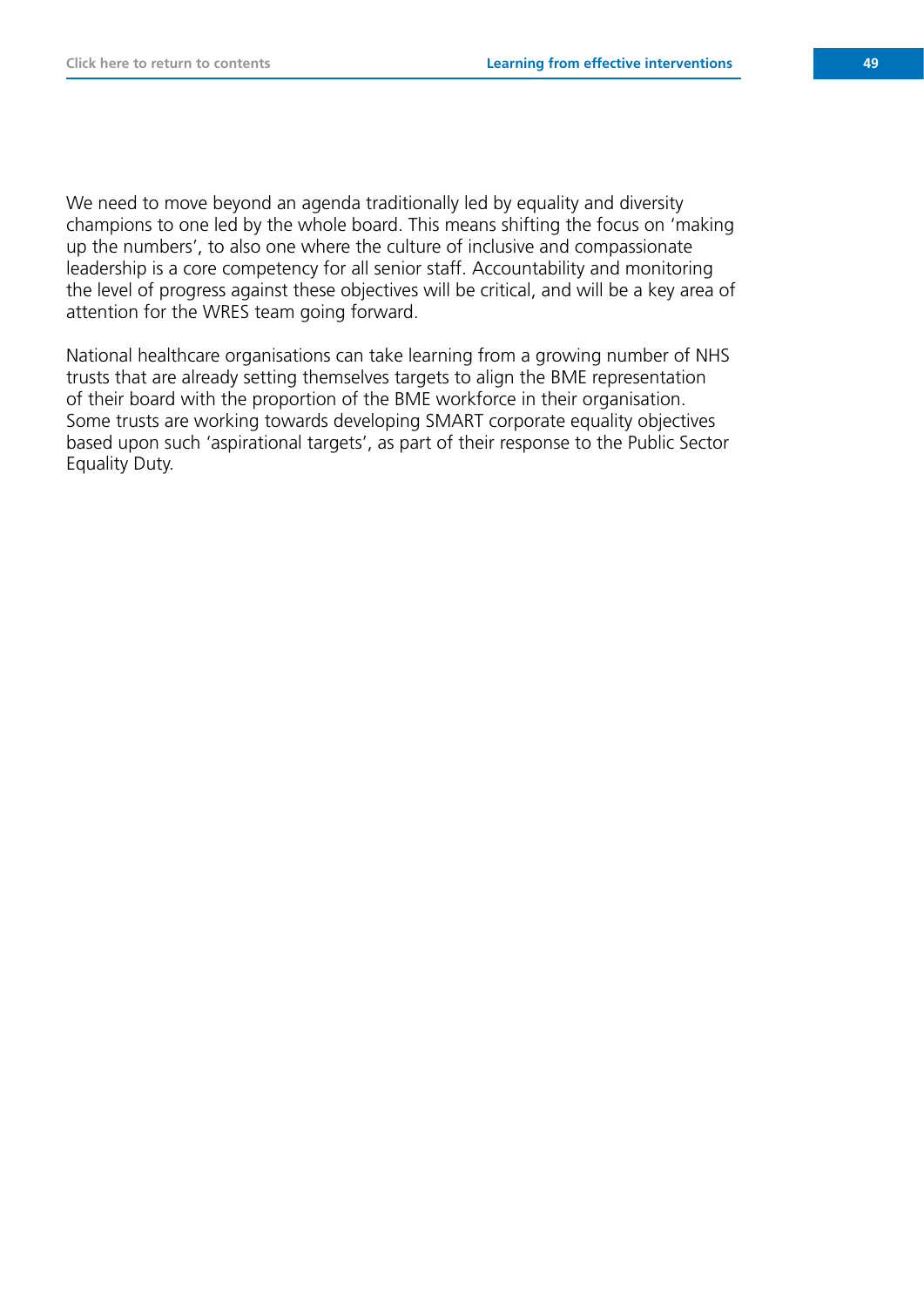We need to move beyond an agenda traditionally led by equality and diversity champions to one led by the whole board. This means shifting the focus on 'making up the numbers', to also one where the culture of inclusive and compassionate leadership is a core competency for all senior staff. Accountability and monitoring the level of progress against these objectives will be critical, and will be a key area of attention for the WRES team going forward.

National healthcare organisations can take learning from a growing number of NHS trusts that are already setting themselves targets to align the BME representation of their board with the proportion of the BME workforce in their organisation. Some trusts are working towards developing SMART corporate equality objectives based upon such 'aspirational targets', as part of their response to the Public Sector Equality Duty.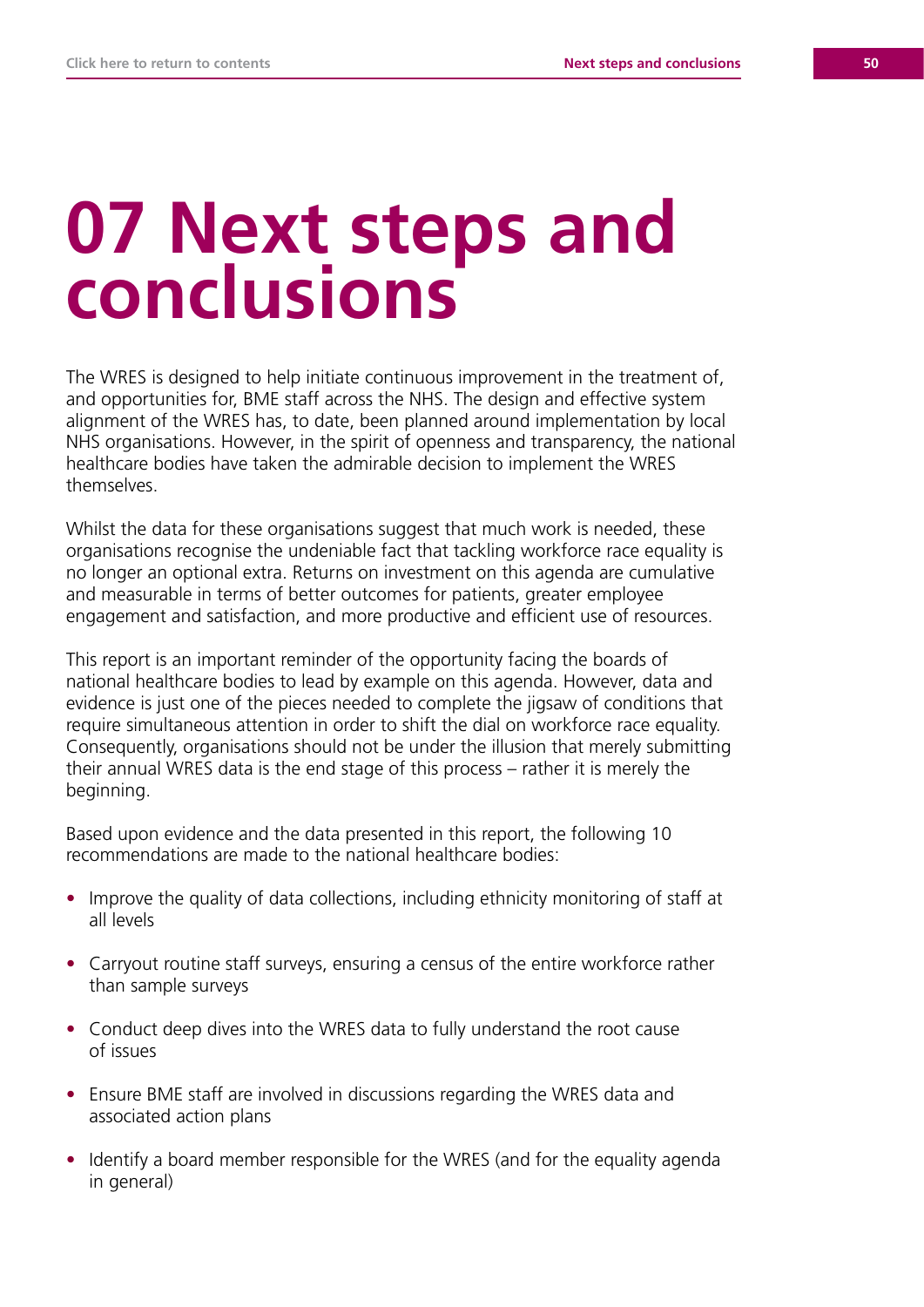# 07 Next steps and conclusions

The WRES is designed to help initiate continuous improvement in the treatment of, and opportunities for, BME staff across the NHS. The design and effective system alignment of the WRES has, to date, been planned around implementation by local NHS organisations. However, in the spirit of openness and transparency, the national healthcare bodies have taken the admirable decision to implement the WRES themselves.

Whilst the data for these organisations suggest that much work is needed, these organisations recognise the undeniable fact that tackling workforce race equality is no longer an optional extra. Returns on investment on this agenda are cumulative and measurable in terms of better outcomes for patients, greater employee engagement and satisfaction, and more productive and efficient use of resources.

This report is an important reminder of the opportunity facing the boards of national healthcare bodies to lead by example on this agenda. However, data and evidence is just one of the pieces needed to complete the jigsaw of conditions that require simultaneous attention in order to shift the dial on workforce race equality. Consequently, organisations should not be under the illusion that merely submitting their annual WRES data is the end stage of this process – rather it is merely the beginning.

Based upon evidence and the data presented in this report, the following 10 recommendations are made to the national healthcare bodies:

- Improve the quality of data collections, including ethnicity monitoring of staff at all levels
- Carryout routine staff surveys, ensuring a census of the entire workforce rather than sample surveys
- Conduct deep dives into the WRES data to fully understand the root cause of issues
- Ensure BME staff are involved in discussions regarding the WRES data and associated action plans
- Identify a board member responsible for the WRES (and for the equality agenda in general)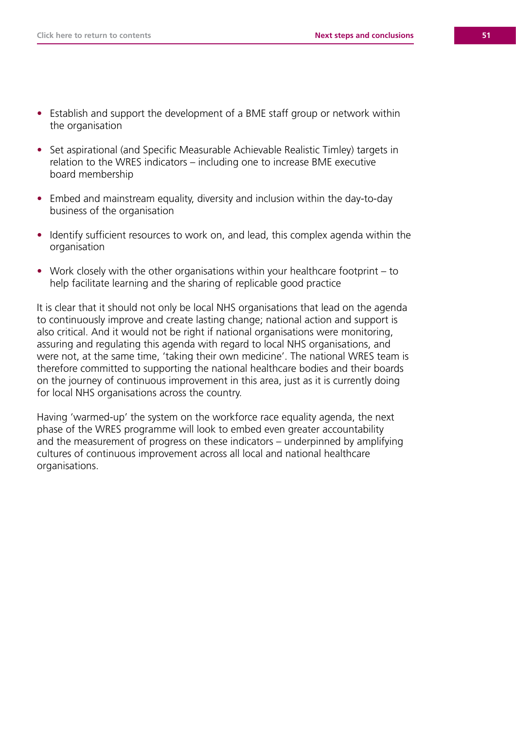- Establish and support the development of a BME staff group or network within the organisation
- Set aspirational (and Specific Measurable Achievable Realistic Timley) targets in relation to the WRES indicators – including one to increase BME executive board membership
- Embed and mainstream equality, diversity and inclusion within the day-to-day business of the organisation
- Identify sufficient resources to work on, and lead, this complex agenda within the organisation
- Work closely with the other organisations within your healthcare footprint – to help facilitate learning and the sharing of replicable good practice

It is clear that it should not only be local NHS organisations that lead on the agenda to continuously improve and create lasting change; national action and support is also critical. And it would not be right if national organisations were monitoring, assuring and regulating this agenda with regard to local NHS organisations, and were not, at the same time, 'taking their own medicine'. The national WRES team is therefore committed to supporting the national healthcare bodies and their boards on the journey of continuous improvement in this area, just as it is currently doing for local NHS organisations across the country.

Having 'warmed-up' the system on the workforce race equality agenda, the next phase of the WRES programme will look to embed even greater accountability and the measurement of progress on these indicators – underpinned by amplifying cultures of continuous improvement across all local and national healthcare organisations.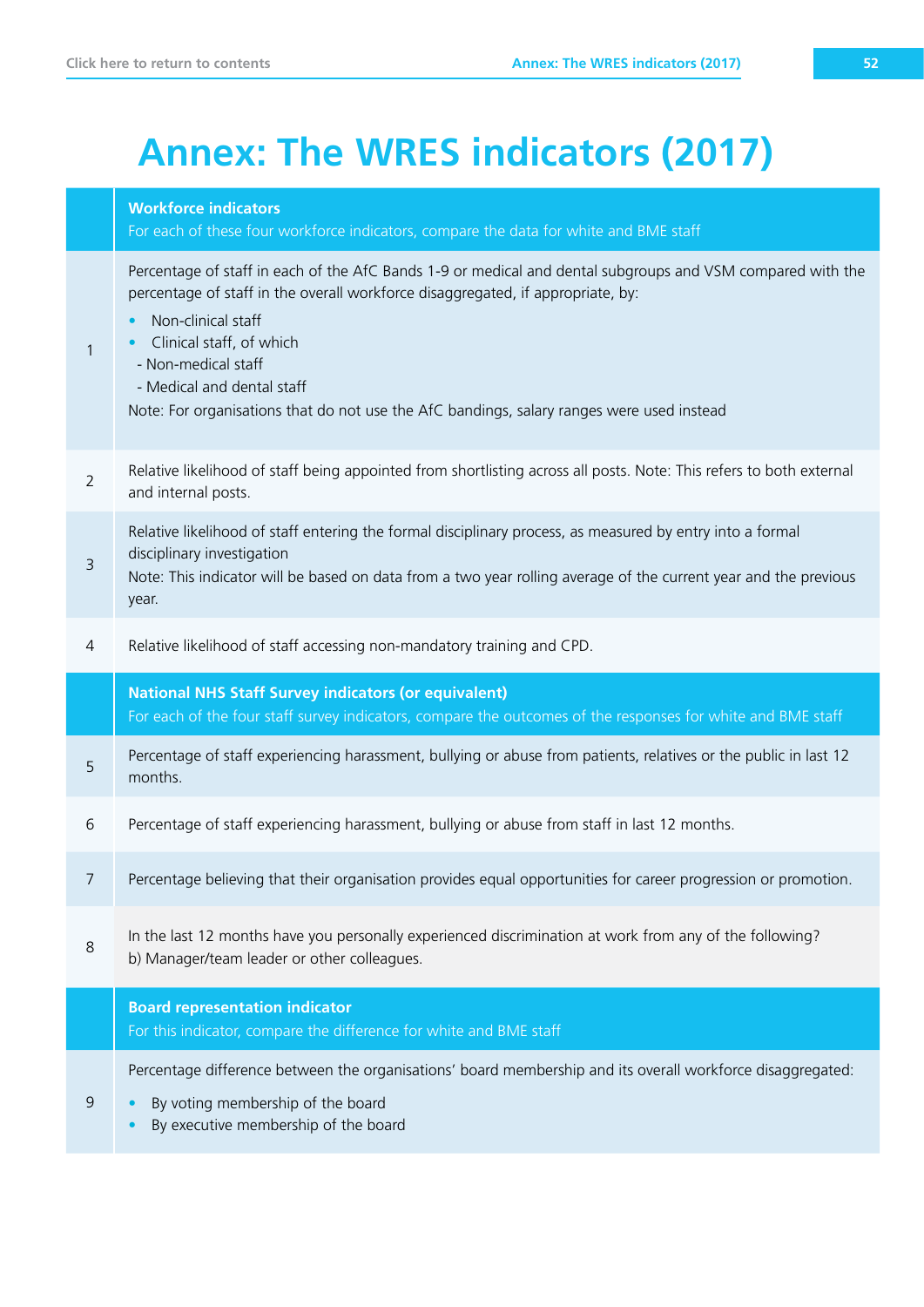# Annex: The WRES indicators (2017)

| | |
|---|---|
| | **Workforce indicators**<br>For each of these four workforce indicators, compare the data for white and BME staff |
| 1 | Percentage of staff in each of the AfC Bands 1-9 or medical and dental subgroups and VSM compared with the percentage of staff in the overall workforce disaggregated, if appropriate, by:<br>• Non-clinical staff<br>• Clinical staff, of which<br>- Non-medical staff<br>- Medical and dental staff<br>Note: For organisations that do not use the AfC bandings, salary ranges were used instead |
| 2 | Relative likelihood of staff being appointed from shortlisting across all posts. Note: This refers to both external and internal posts. |
| 3 | Relative likelihood of staff entering the formal disciplinary process, as measured by entry into a formal disciplinary investigation<br>Note: This indicator will be based on data from a two year rolling average of the current year and the previous year. |
| 4 | Relative likelihood of staff accessing non-mandatory training and CPD. |
| | **National NHS Staff Survey indicators (or equivalent)**<br>For each of the four staff survey indicators, compare the outcomes of the responses for white and BME staff |
| 5 | Percentage of staff experiencing harassment, bullying or abuse from patients, relatives or the public in last 12 months. |
| 6 | Percentage of staff experiencing harassment, bullying or abuse from staff in last 12 months. |
| 7 | Percentage believing that their organisation provides equal opportunities for career progression or promotion. |
| 8 | In the last 12 months have you personally experienced discrimination at work from any of the following?<br>b) Manager/team leader or other colleagues. |
| | **Board representation indicator**<br>For this indicator, compare the difference for white and BME staff |
| 9 | Percentage difference between the organisations' board membership and its overall workforce disaggregated:<br>• By voting membership of the board<br>• By executive membership of the board |